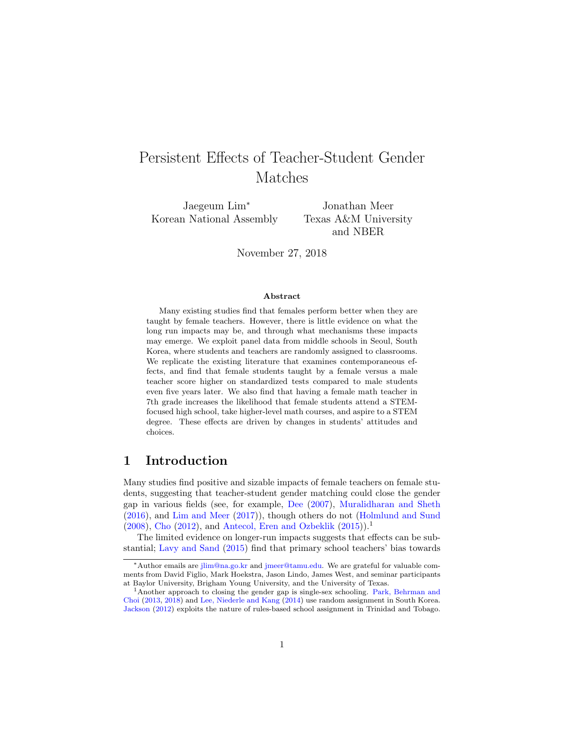# Persistent Effects of Teacher-Student Gender Matches

Jaegeum Lim[*]
Korean National Assembly

Jonathan Meer
Texas A&M University
and NBER

November 27, 2018

**Abstract**

Many existing studies find that females perform better when they are taught by female teachers. However, there is little evidence on what the long run impacts may be, and through what mechanisms these impacts may emerge. We exploit panel data from middle schools in Seoul, South Korea, where students and teachers are randomly assigned to classrooms. We replicate the existing literature that examines contemporaneous effects, and find that female students taught by a female versus a male teacher score higher on standardized tests compared to male students even five years later. We also find that having a female math teacher in 7th grade increases the likelihood that female students attend a STEM-focused high school, take higher-level math courses, and aspire to a STEM degree. These effects are driven by changes in students' attitudes and choices.

## 1 Introduction

Many studies find positive and sizable impacts of female teachers on female students, suggesting that teacher-student gender matching could close the gender gap in various fields (see, for example, Dee (2007), Muralidharan and Sheth (2016), and Lim and Meer (2017)), though others do not (Holmlund and Sund (2008), Cho (2012), and Antecol, Eren and Ozbeklik (2015)).[1]

The limited evidence on longer-run impacts suggests that effects can be substantial; Lavy and Sand (2015) find that primary school teachers' bias towards

---

[*]Author emails are jlim@na.go.kr and jmeer@tamu.edu. We are grateful for valuable comments from David Figlio, Mark Hoekstra, Jason Lindo, James West, and seminar participants at Baylor University, Brigham Young University, and the University of Texas.

[1]Another approach to closing the gender gap is single-sex schooling. Park, Behrman and Choi (2013, 2018) and Lee, Niederle and Kang (2014) use random assignment in South Korea. Jackson (2012) exploits the nature of rules-based school assignment in Trinidad and Tobago.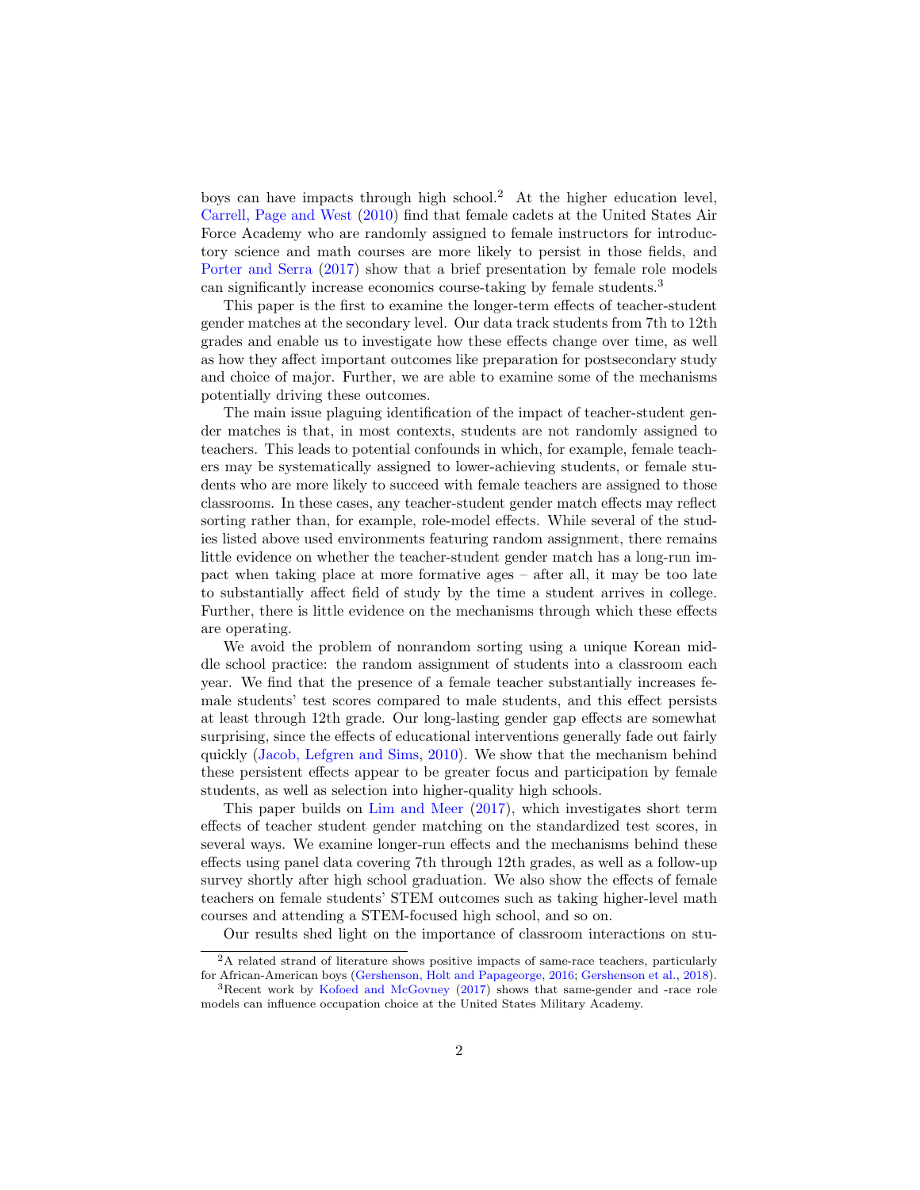boys can have impacts through high school.[2] At the higher education level, Carrell, Page and West (2010) find that female cadets at the United States Air Force Academy who are randomly assigned to female instructors for introductory science and math courses are more likely to persist in those fields, and Porter and Serra (2017) show that a brief presentation by female role models can significantly increase economics course-taking by female students.[3]

This paper is the first to examine the longer-term effects of teacher-student gender matches at the secondary level. Our data track students from 7th to 12th grades and enable us to investigate how these effects change over time, as well as how they affect important outcomes like preparation for postsecondary study and choice of major. Further, we are able to examine some of the mechanisms potentially driving these outcomes.

The main issue plaguing identification of the impact of teacher-student gender matches is that, in most contexts, students are not randomly assigned to teachers. This leads to potential confounds in which, for example, female teachers may be systematically assigned to lower-achieving students, or female students who are more likely to succeed with female teachers are assigned to those classrooms. In these cases, any teacher-student gender match effects may reflect sorting rather than, for example, role-model effects. While several of the studies listed above used environments featuring random assignment, there remains little evidence on whether the teacher-student gender match has a long-run impact when taking place at more formative ages – after all, it may be too late to substantially affect field of study by the time a student arrives in college. Further, there is little evidence on the mechanisms through which these effects are operating.

We avoid the problem of nonrandom sorting using a unique Korean middle school practice: the random assignment of students into a classroom each year. We find that the presence of a female teacher substantially increases female students' test scores compared to male students, and this effect persists at least through 12th grade. Our long-lasting gender gap effects are somewhat surprising, since the effects of educational interventions generally fade out fairly quickly (Jacob, Lefgren and Sims, 2010). We show that the mechanism behind these persistent effects appear to be greater focus and participation by female students, as well as selection into higher-quality high schools.

This paper builds on Lim and Meer (2017), which investigates short term effects of teacher student gender matching on the standardized test scores, in several ways. We examine longer-run effects and the mechanisms behind these effects using panel data covering 7th through 12th grades, as well as a follow-up survey shortly after high school graduation. We also show the effects of female teachers on female students' STEM outcomes such as taking higher-level math courses and attending a STEM-focused high school, and so on.

Our results shed light on the importance of classroom interactions on stu-

[2] A related strand of literature shows positive impacts of same-race teachers, particularly for African-American boys (Gershenson, Holt and Papageorge, 2016; Gershenson et al., 2018).

[3] Recent work by Kofoed and McGovney (2017) shows that same-gender and -race role models can influence occupation choice at the United States Military Academy.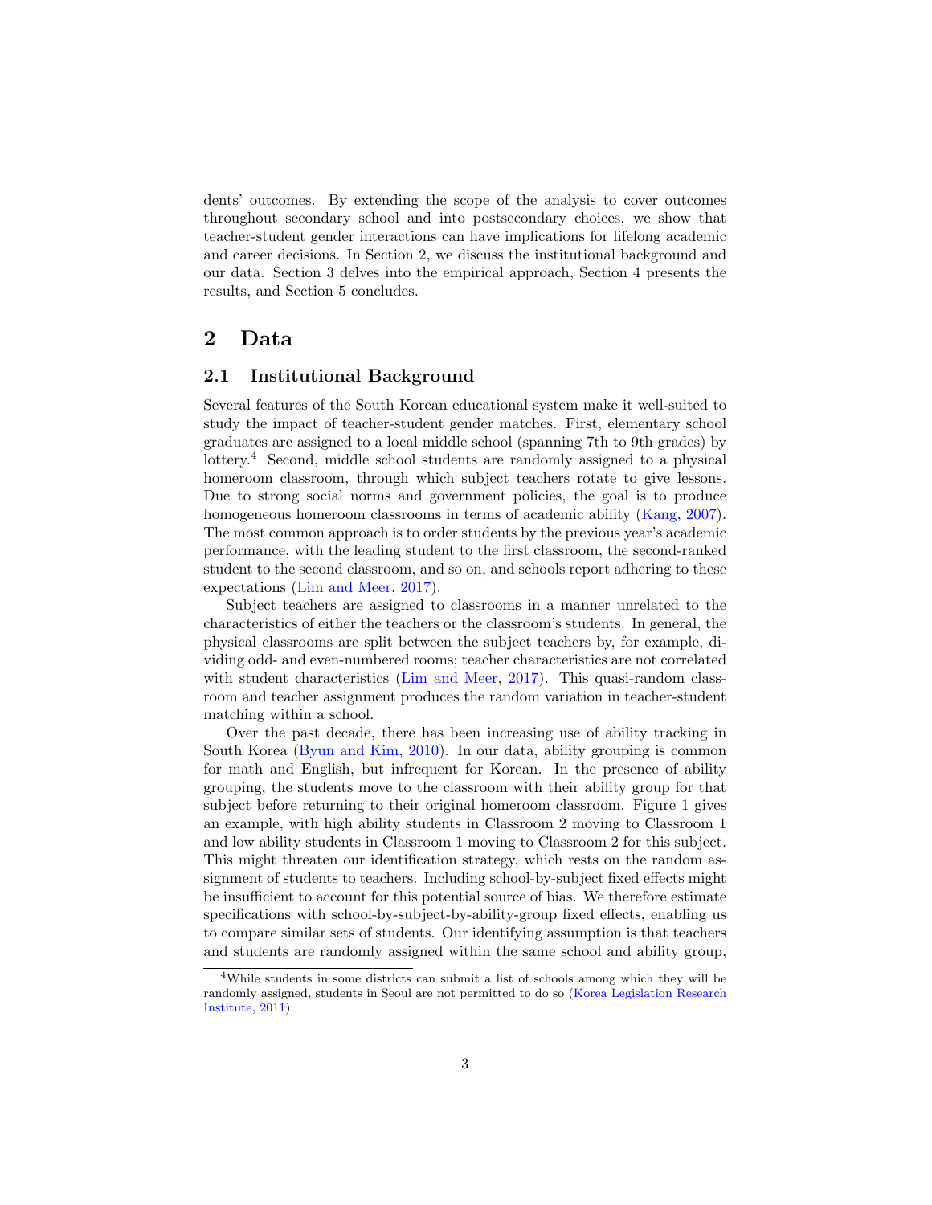dents' outcomes. By extending the scope of the analysis to cover outcomes throughout secondary school and into postsecondary choices, we show that teacher-student gender interactions can have implications for lifelong academic and career decisions. In Section 2, we discuss the institutional background and our data. Section 3 delves into the empirical approach, Section 4 presents the results, and Section 5 concludes.

## 2 Data

### 2.1 Institutional Background

Several features of the South Korean educational system make it well-suited to study the impact of teacher-student gender matches. First, elementary school graduates are assigned to a local middle school (spanning 7th to 9th grades) by lottery.[4] Second, middle school students are randomly assigned to a physical homeroom classroom, through which subject teachers rotate to give lessons. Due to strong social norms and government policies, the goal is to produce homogeneous homeroom classrooms in terms of academic ability (Kang, 2007). The most common approach is to order students by the previous year's academic performance, with the leading student to the first classroom, the second-ranked student to the second classroom, and so on, and schools report adhering to these expectations (Lim and Meer, 2017).

Subject teachers are assigned to classrooms in a manner unrelated to the characteristics of either the teachers or the classroom's students. In general, the physical classrooms are split between the subject teachers by, for example, dividing odd- and even-numbered rooms; teacher characteristics are not correlated with student characteristics (Lim and Meer, 2017). This quasi-random classroom and teacher assignment produces the random variation in teacher-student matching within a school.

Over the past decade, there has been increasing use of ability tracking in South Korea (Byun and Kim, 2010). In our data, ability grouping is common for math and English, but infrequent for Korean. In the presence of ability grouping, the students move to the classroom with their ability group for that subject before returning to their original homeroom classroom. Figure 1 gives an example, with high ability students in Classroom 2 moving to Classroom 1 and low ability students in Classroom 1 moving to Classroom 2 for this subject. This might threaten our identification strategy, which rests on the random assignment of students to teachers. Including school-by-subject fixed effects might be insufficient to account for this potential source of bias. We therefore estimate specifications with school-by-subject-by-ability-group fixed effects, enabling us to compare similar sets of students. Our identifying assumption is that teachers and students are randomly assigned within the same school and ability group,

[4] While students in some districts can submit a list of schools among which they will be randomly assigned, students in Seoul are not permitted to do so (Korea Legislation Research Institute, 2011).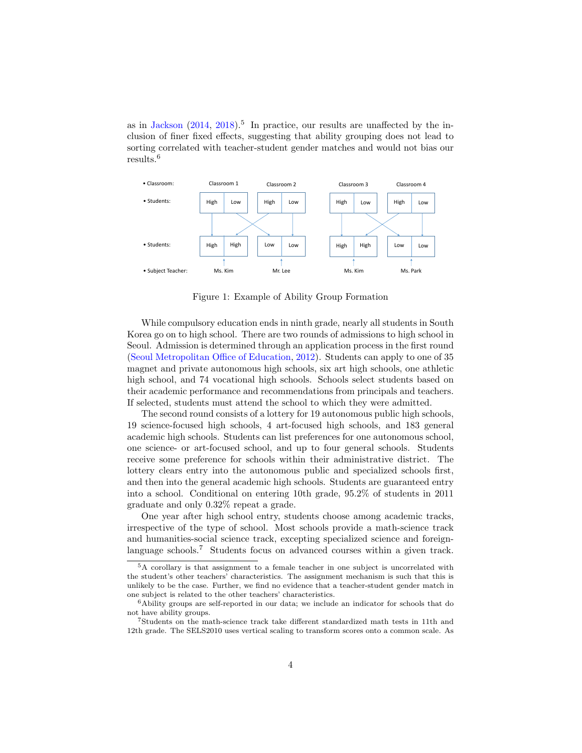as in Jackson (2014, 2018).[5] In practice, our results are unaffected by the inclusion of finer fixed effects, suggesting that ability grouping does not lead to sorting correlated with teacher-student gender matches and would not bias our results.[6]

Figure 1: Example of Ability Group Formation

While compulsory education ends in ninth grade, nearly all students in South Korea go on to high school. There are two rounds of admissions to high school in Seoul. Admission is determined through an application process in the first round (Seoul Metropolitan Office of Education, 2012). Students can apply to one of 35 magnet and private autonomous high schools, six art high schools, one athletic high school, and 74 vocational high schools. Schools select students based on their academic performance and recommendations from principals and teachers. If selected, students must attend the school to which they were admitted.

The second round consists of a lottery for 19 autonomous public high schools, 19 science-focused high schools, 4 art-focused high schools, and 183 general academic high schools. Students can list preferences for one autonomous school, one science- or art-focused school, and up to four general schools. Students receive some preference for schools within their administrative district. The lottery clears entry into the autonomous public and specialized schools first, and then into the general academic high schools. Students are guaranteed entry into a school. Conditional on entering 10th grade, 95.2% of students in 2011 graduate and only 0.32% repeat a grade.

One year after high school entry, students choose among academic tracks, irrespective of the type of school. Most schools provide a math-science track and humanities-social science track, excepting specialized science and foreign-language schools.[7] Students focus on advanced courses within a given track.

---

[5] A corollary is that assignment to a female teacher in one subject is uncorrelated with the student's other teachers' characteristics. The assignment mechanism is such that this is unlikely to be the case. Further, we find no evidence that a teacher-student gender match in one subject is related to the other teachers' characteristics.

[6] Ability groups are self-reported in our data; we include an indicator for schools that do not have ability groups.

[7] Students on the math-science track take different standardized math tests in 11th and 12th grade. The SELS2010 uses vertical scaling to transform scores onto a common scale. As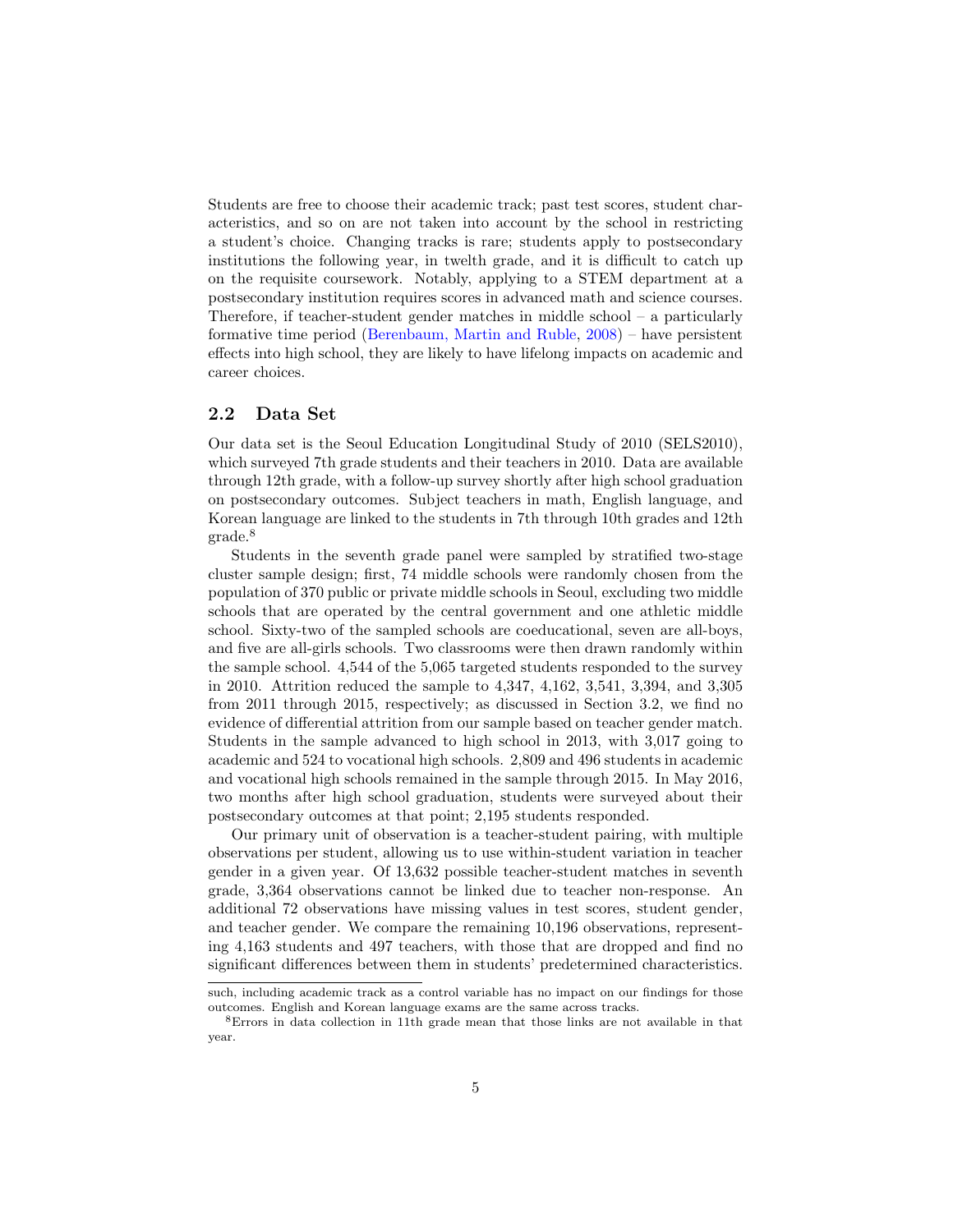Students are free to choose their academic track; past test scores, student characteristics, and so on are not taken into account by the school in restricting a student's choice. Changing tracks is rare; students apply to postsecondary institutions the following year, in twelth grade, and it is difficult to catch up on the requisite coursework. Notably, applying to a STEM department at a postsecondary institution requires scores in advanced math and science courses. Therefore, if teacher-student gender matches in middle school – a particularly formative time period (Berenbaum, Martin and Ruble, 2008) – have persistent effects into high school, they are likely to have lifelong impacts on academic and career choices.

## 2.2 Data Set

Our data set is the Seoul Education Longitudinal Study of 2010 (SELS2010), which surveyed 7th grade students and their teachers in 2010. Data are available through 12th grade, with a follow-up survey shortly after high school graduation on postsecondary outcomes. Subject teachers in math, English language, and Korean language are linked to the students in 7th through 10th grades and 12th grade.[8]

Students in the seventh grade panel were sampled by stratified two-stage cluster sample design; first, 74 middle schools were randomly chosen from the population of 370 public or private middle schools in Seoul, excluding two middle schools that are operated by the central government and one athletic middle school. Sixty-two of the sampled schools are coeducational, seven are all-boys, and five are all-girls schools. Two classrooms were then drawn randomly within the sample school. 4,544 of the 5,065 targeted students responded to the survey in 2010. Attrition reduced the sample to 4,347, 4,162, 3,541, 3,394, and 3,305 from 2011 through 2015, respectively; as discussed in Section 3.2, we find no evidence of differential attrition from our sample based on teacher gender match. Students in the sample advanced to high school in 2013, with 3,017 going to academic and 524 to vocational high schools. 2,809 and 496 students in academic and vocational high schools remained in the sample through 2015. In May 2016, two months after high school graduation, students were surveyed about their postsecondary outcomes at that point; 2,195 students responded.

Our primary unit of observation is a teacher-student pairing, with multiple observations per student, allowing us to use within-student variation in teacher gender in a given year. Of 13,632 possible teacher-student matches in seventh grade, 3,364 observations cannot be linked due to teacher non-response. An additional 72 observations have missing values in test scores, student gender, and teacher gender. We compare the remaining 10,196 observations, representing 4,163 students and 497 teachers, with those that are dropped and find no significant differences between them in students' predetermined characteristics.

---

such, including academic track as a control variable has no impact on our findings for those outcomes. English and Korean language exams are the same across tracks.

[8]Errors in data collection in 11th grade mean that those links are not available in that year.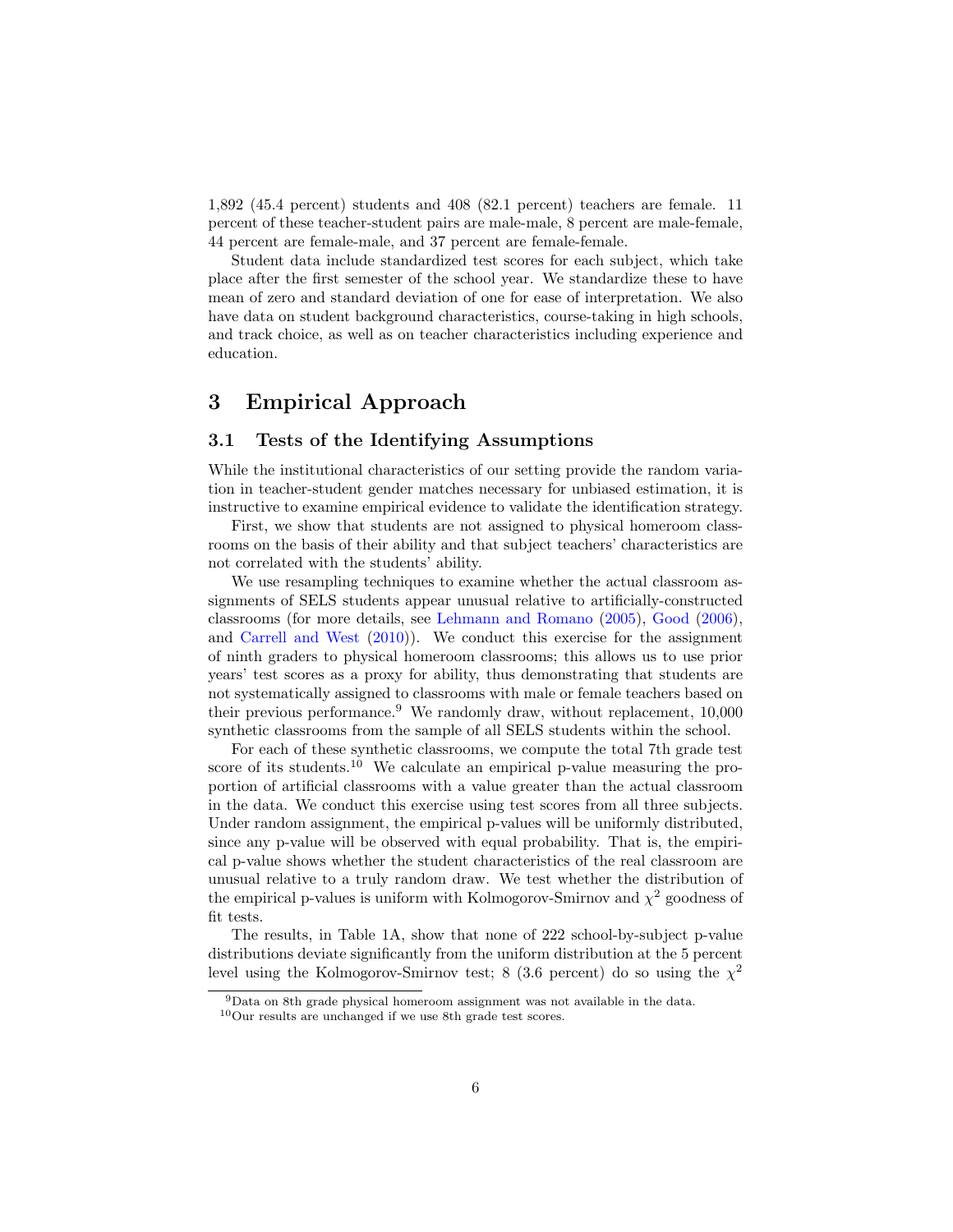1,892 (45.4 percent) students and 408 (82.1 percent) teachers are female. 11 percent of these teacher-student pairs are male-male, 8 percent are male-female, 44 percent are female-male, and 37 percent are female-female.

Student data include standardized test scores for each subject, which take place after the first semester of the school year. We standardize these to have mean of zero and standard deviation of one for ease of interpretation. We also have data on student background characteristics, course-taking in high schools, and track choice, as well as on teacher characteristics including experience and education.

# 3 Empirical Approach

## 3.1 Tests of the Identifying Assumptions

While the institutional characteristics of our setting provide the random variation in teacher-student gender matches necessary for unbiased estimation, it is instructive to examine empirical evidence to validate the identification strategy.

First, we show that students are not assigned to physical homeroom classrooms on the basis of their ability and that subject teachers' characteristics are not correlated with the students' ability.

We use resampling techniques to examine whether the actual classroom assignments of SELS students appear unusual relative to artificially-constructed classrooms (for more details, see Lehmann and Romano (2005), Good (2006), and Carrell and West (2010)). We conduct this exercise for the assignment of ninth graders to physical homeroom classrooms; this allows us to use prior years' test scores as a proxy for ability, thus demonstrating that students are not systematically assigned to classrooms with male or female teachers based on their previous performance.[9] We randomly draw, without replacement, 10,000 synthetic classrooms from the sample of all SELS students within the school.

For each of these synthetic classrooms, we compute the total 7th grade test score of its students.[10] We calculate an empirical p-value measuring the proportion of artificial classrooms with a value greater than the actual classroom in the data. We conduct this exercise using test scores from all three subjects. Under random assignment, the empirical p-values will be uniformly distributed, since any p-value will be observed with equal probability. That is, the empirical p-value shows whether the student characteristics of the real classroom are unusual relative to a truly random draw. We test whether the distribution of the empirical p-values is uniform with Kolmogorov-Smirnov and $\chi^2$ goodness of fit tests.

The results, in Table 1A, show that none of 222 school-by-subject p-value distributions deviate significantly from the uniform distribution at the 5 percent level using the Kolmogorov-Smirnov test; 8 (3.6 percent) do so using the $\chi^2$

[9] Data on 8th grade physical homeroom assignment was not available in the data.

[10] Our results are unchanged if we use 8th grade test scores.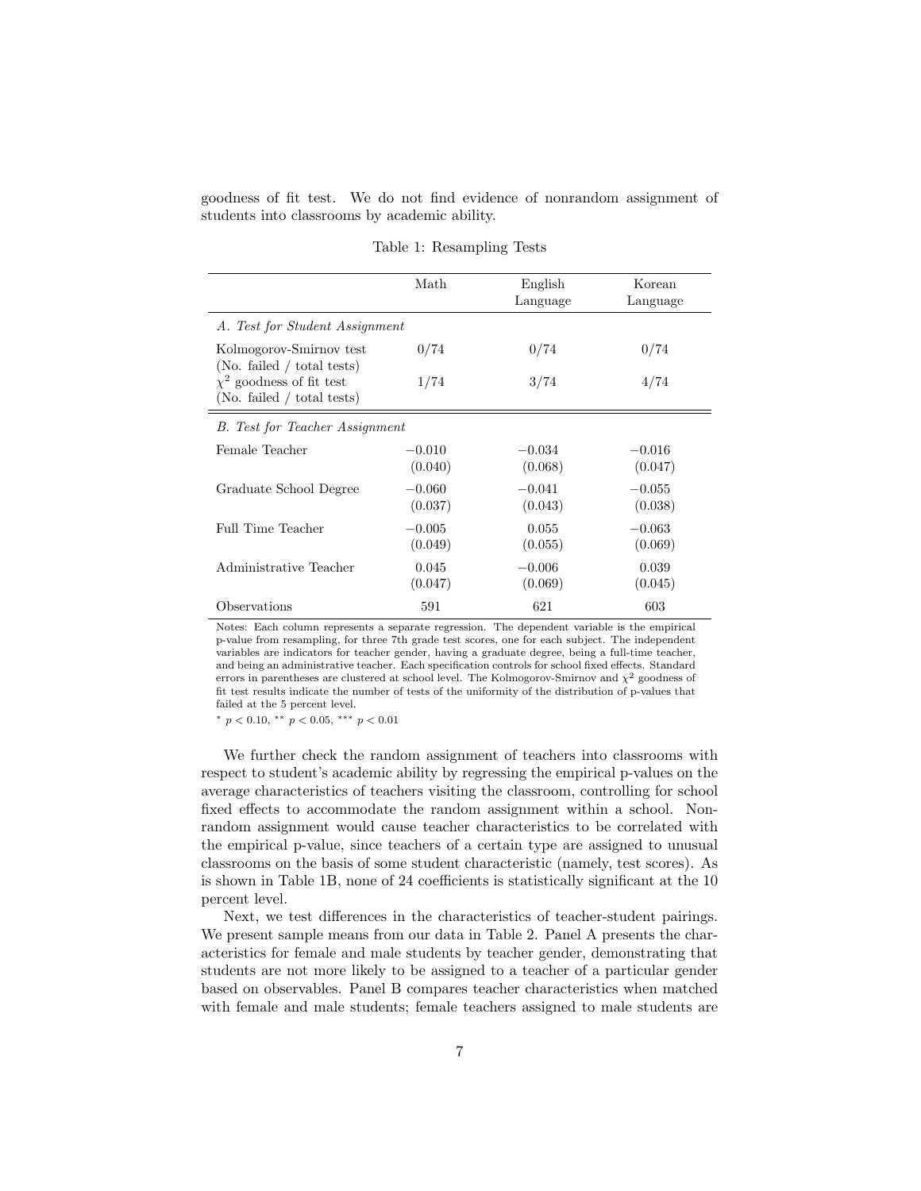goodness of fit test. We do not find evidence of nonrandom assignment of students into classrooms by academic ability.

Table 1: Resampling Tests

| | Math | English Language | Korean Language |
|---|---|---|---|
| *A. Test for Student Assignment* | | | |
| Kolmogorov-Smirnov test (No. failed / total tests) | 0/74 | 0/74 | 0/74 |
| $\chi^2$ goodness of fit test (No. failed / total tests) | 1/74 | 3/74 | 4/74 |
| *B. Test for Teacher Assignment* | | | |
| Female Teacher | −0.010 | −0.034 | −0.016 |
| | (0.040) | (0.068) | (0.047) |
| Graduate School Degree | −0.060 | −0.041 | −0.055 |
| | (0.037) | (0.043) | (0.038) |
| Full Time Teacher | −0.005 | 0.055 | −0.063 |
| | (0.049) | (0.055) | (0.069) |
| Administrative Teacher | 0.045 | −0.006 | 0.039 |
| | (0.047) | (0.069) | (0.045) |
| Observations | 591 | 621 | 603 |

Notes: Each column represents a separate regression. The dependent variable is the empirical p-value from resampling, for three 7th grade test scores, one for each subject. The independent variables are indicators for teacher gender, having a graduate degree, being a full-time teacher, and being an administrative teacher. Each specification controls for school fixed effects. Standard errors in parentheses are clustered at school level. The Kolmogorov-Smirnov and $\chi^2$ goodness of fit test results indicate the number of tests of the uniformity of the distribution of p-values that failed at the 5 percent level.

$^{*}$ $p < 0.10$, $^{**}$ $p < 0.05$, $^{***}$ $p < 0.01$

We further check the random assignment of teachers into classrooms with respect to student's academic ability by regressing the empirical p-values on the average characteristics of teachers visiting the classroom, controlling for school fixed effects to accommodate the random assignment within a school. Nonrandom assignment would cause teacher characteristics to be correlated with the empirical p-value, since teachers of a certain type are assigned to unusual classrooms on the basis of some student characteristic (namely, test scores). As is shown in Table 1B, none of 24 coefficients is statistically significant at the 10 percent level.

Next, we test differences in the characteristics of teacher-student pairings. We present sample means from our data in Table 2. Panel A presents the characteristics for female and male students by teacher gender, demonstrating that students are not more likely to be assigned to a teacher of a particular gender based on observables. Panel B compares teacher characteristics when matched with female and male students; female teachers assigned to male students are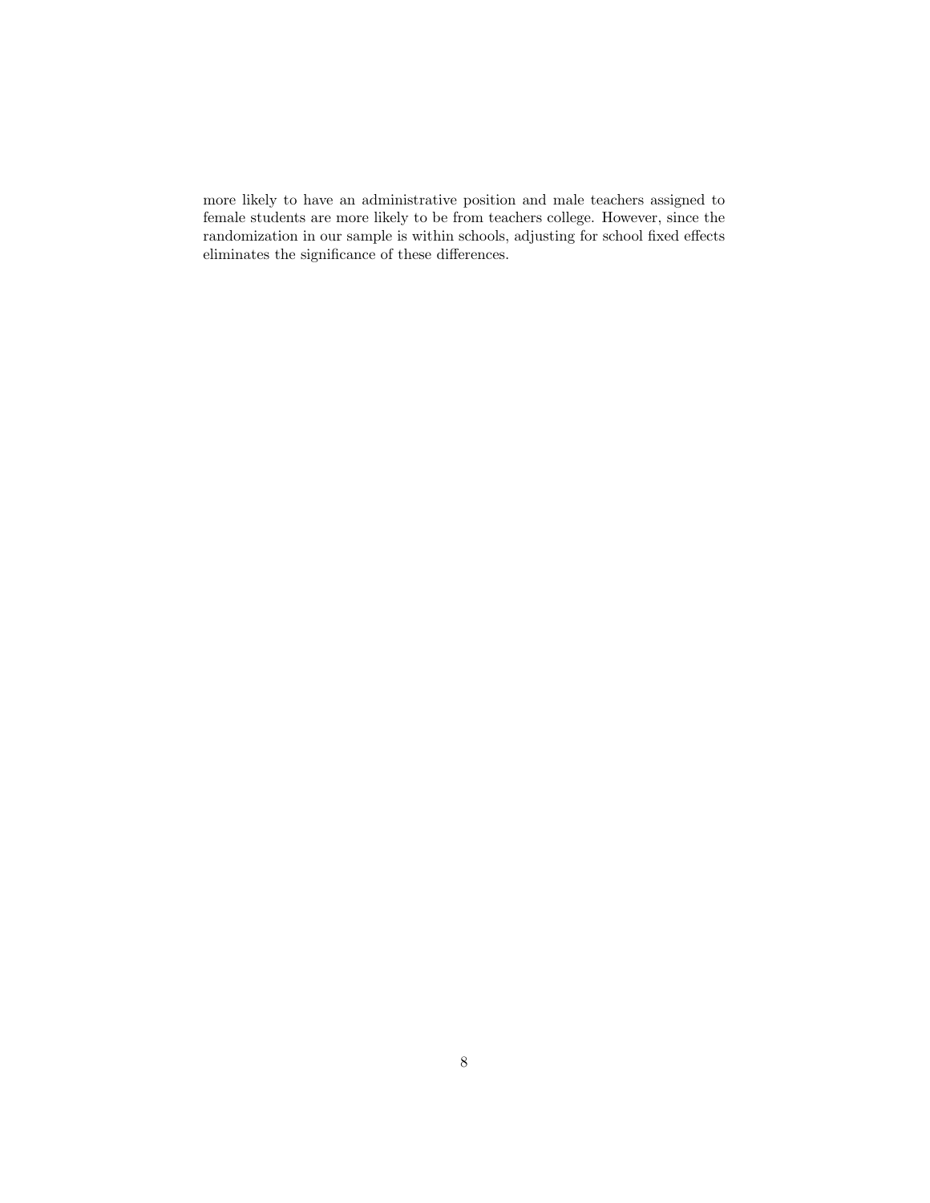more likely to have an administrative position and male teachers assigned to female students are more likely to be from teachers college. However, since the randomization in our sample is within schools, adjusting for school fixed effects eliminates the significance of these differences.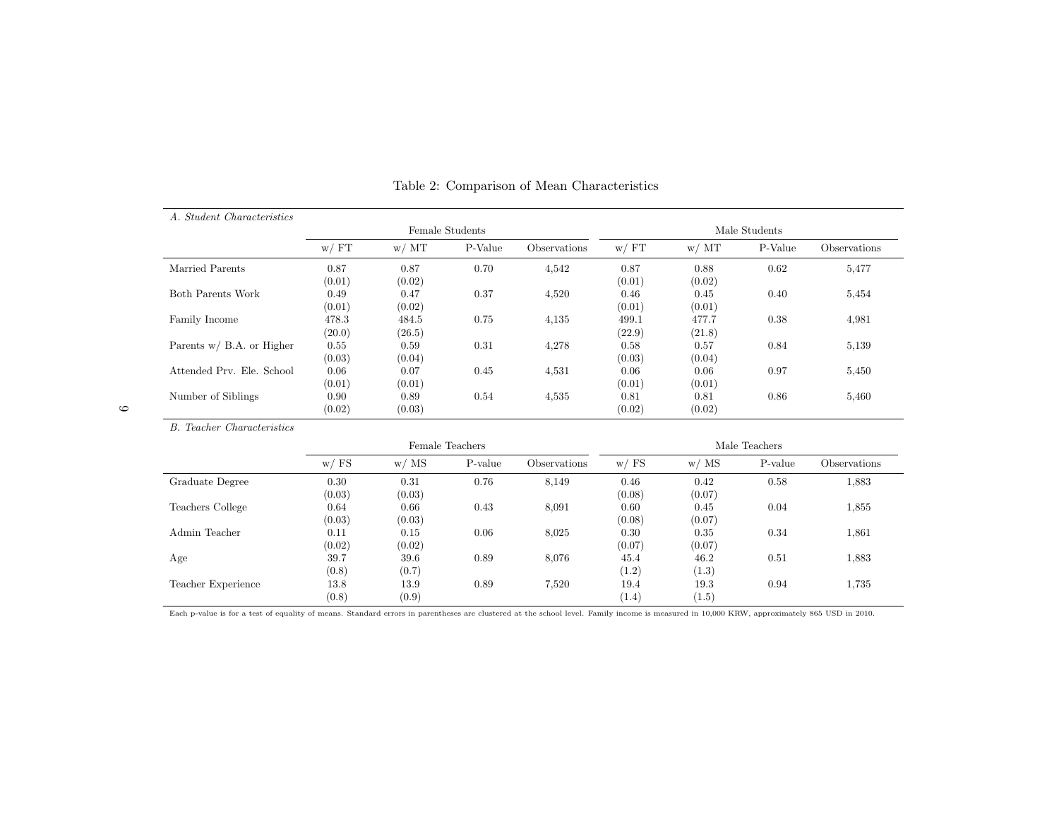Table 2: Comparison of Mean Characteristics

*A. Student Characteristics*

| | Female Students | | | | Male Students | | | |
|---|---|---|---|---|---|---|---|---|
| | w/ FT | w/ MT | P-Value | Observations | w/ FT | w/ MT | P-Value | Observations |
| Married Parents | 0.87 | 0.87 | 0.70 | 4,542 | 0.87 | 0.88 | 0.62 | 5,477 |
| | (0.01) | (0.02) | | | (0.01) | (0.02) | | |
| Both Parents Work | 0.49 | 0.47 | 0.37 | 4,520 | 0.46 | 0.45 | 0.40 | 5,454 |
| | (0.01) | (0.02) | | | (0.01) | (0.01) | | |
| Family Income | 478.3 | 484.5 | 0.75 | 4,135 | 499.1 | 477.7 | 0.38 | 4,981 |
| | (20.0) | (26.5) | | | (22.9) | (21.8) | | |
| Parents w/ B.A. or Higher | 0.55 | 0.59 | 0.31 | 4,278 | 0.58 | 0.57 | 0.84 | 5,139 |
| | (0.03) | (0.04) | | | (0.03) | (0.04) | | |
| Attended Prv. Ele. School | 0.06 | 0.07 | 0.45 | 4,531 | 0.06 | 0.06 | 0.97 | 5,450 |
| | (0.01) | (0.01) | | | (0.01) | (0.01) | | |
| Number of Siblings | 0.90 | 0.89 | 0.54 | 4,535 | 0.81 | 0.81 | 0.86 | 5,460 |
| | (0.02) | (0.03) | | | (0.02) | (0.02) | | |

*B. Teacher Characteristics*

| | Female Teachers | | | | Male Teachers | | | |
|---|---|---|---|---|---|---|---|---|
| | w/ FS | w/ MS | P-value | Observations | w/ FS | w/ MS | P-value | Observations |
| Graduate Degree | 0.30 | 0.31 | 0.76 | 8,149 | 0.46 | 0.42 | 0.58 | 1,883 |
| | (0.03) | (0.03) | | | (0.08) | (0.07) | | |
| Teachers College | 0.64 | 0.66 | 0.43 | 8,091 | 0.60 | 0.45 | 0.04 | 1,855 |
| | (0.03) | (0.03) | | | (0.08) | (0.07) | | |
| Admin Teacher | 0.11 | 0.15 | 0.06 | 8,025 | 0.30 | 0.35 | 0.34 | 1,861 |
| | (0.02) | (0.02) | | | (0.07) | (0.07) | | |
| Age | 39.7 | 39.6 | 0.89 | 8,076 | 45.4 | 46.2 | 0.51 | 1,883 |
| | (0.8) | (0.7) | | | (1.2) | (1.3) | | |
| Teacher Experience | 13.8 | 13.9 | 0.89 | 7,520 | 19.4 | 19.3 | 0.94 | 1,735 |
| | (0.8) | (0.9) | | | (1.4) | (1.5) | | |

Each p-value is for a test of equality of means. Standard errors in parentheses are clustered at the school level. Family income is measured in 10,000 KRW, approximately 865 USD in 2010.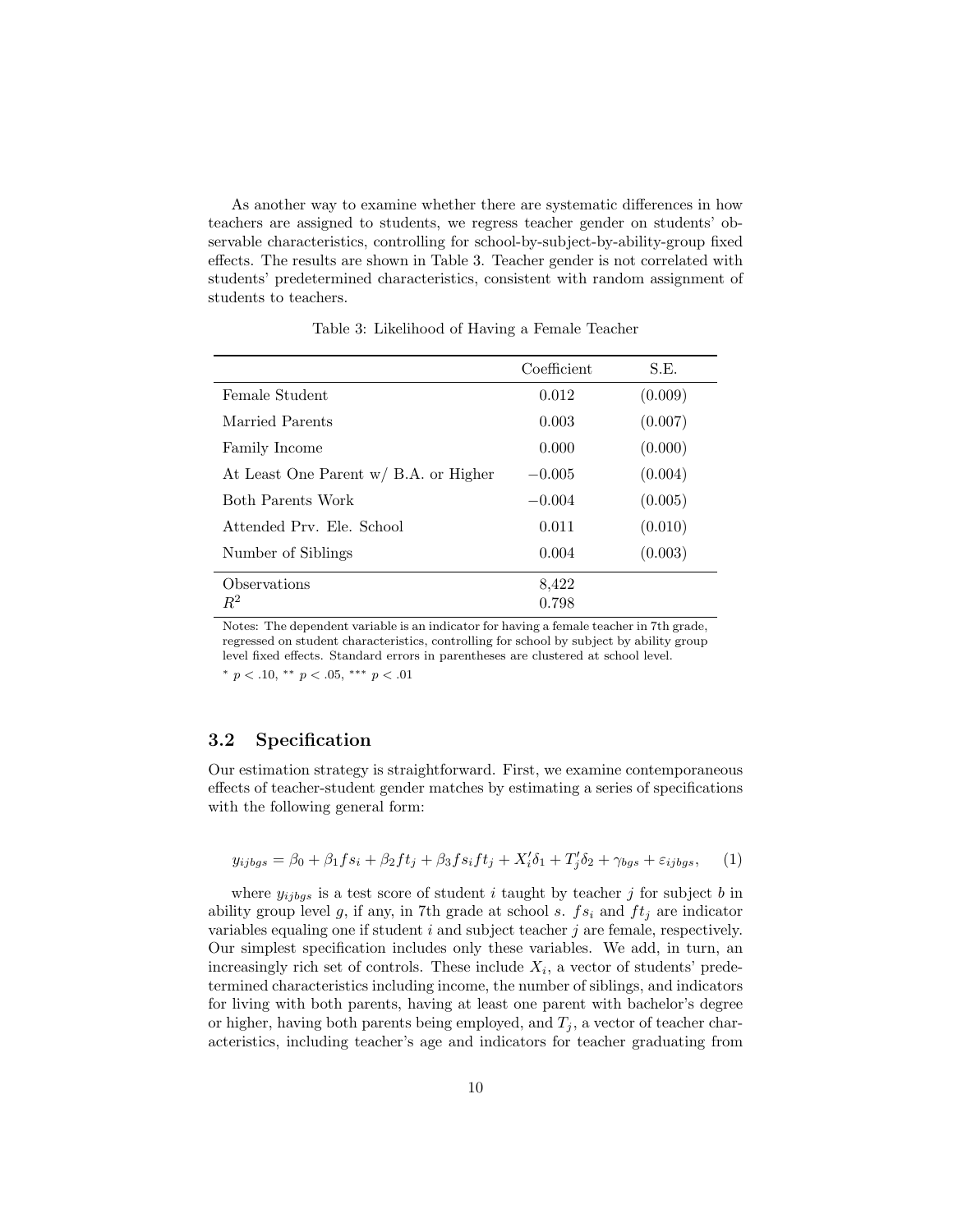As another way to examine whether there are systematic differences in how teachers are assigned to students, we regress teacher gender on students' observable characteristics, controlling for school-by-subject-by-ability-group fixed effects. The results are shown in Table 3. Teacher gender is not correlated with students' predetermined characteristics, consistent with random assignment of students to teachers.

Table 3: Likelihood of Having a Female Teacher

| | Coefficient | S.E. |
|---|---|---|
| Female Student | 0.012 | (0.009) |
| Married Parents | 0.003 | (0.007) |
| Family Income | 0.000 | (0.000) |
| At Least One Parent w/ B.A. or Higher | −0.005 | (0.004) |
| Both Parents Work | −0.004 | (0.005) |
| Attended Prv. Ele. School | 0.011 | (0.010) |
| Number of Siblings | 0.004 | (0.003) |
| Observations | 8,422 | |
| $R^2$ | 0.798 | |

Notes: The dependent variable is an indicator for having a female teacher in 7th grade, regressed on student characteristics, controlling for school by subject by ability group level fixed effects. Standard errors in parentheses are clustered at school level.

$^{*}$ $p < .10$, $^{**}$ $p < .05$, $^{***}$ $p < .01$

## 3.2 Specification

Our estimation strategy is straightforward. First, we examine contemporaneous effects of teacher-student gender matches by estimating a series of specifications with the following general form:

$$y_{ijbgs} = \beta_0 + \beta_1 fs_i + \beta_2 ft_j + \beta_3 fs_i ft_j + X_i'\delta_1 + T_j'\delta_2 + \gamma_{bgs} + \varepsilon_{ijbgs}, \quad (1)$$

where $y_{ijbgs}$ is a test score of student $i$ taught by teacher $j$ for subject $b$ in ability group level $g$, if any, in 7th grade at school $s$. $fs_i$ and $ft_j$ are indicator variables equaling one if student $i$ and subject teacher $j$ are female, respectively. Our simplest specification includes only these variables. We add, in turn, an increasingly rich set of controls. These include $X_i$, a vector of students' predetermined characteristics including income, the number of siblings, and indicators for living with both parents, having at least one parent with bachelor's degree or higher, having both parents being employed, and $T_j$, a vector of teacher characteristics, including teacher's age and indicators for teacher graduating from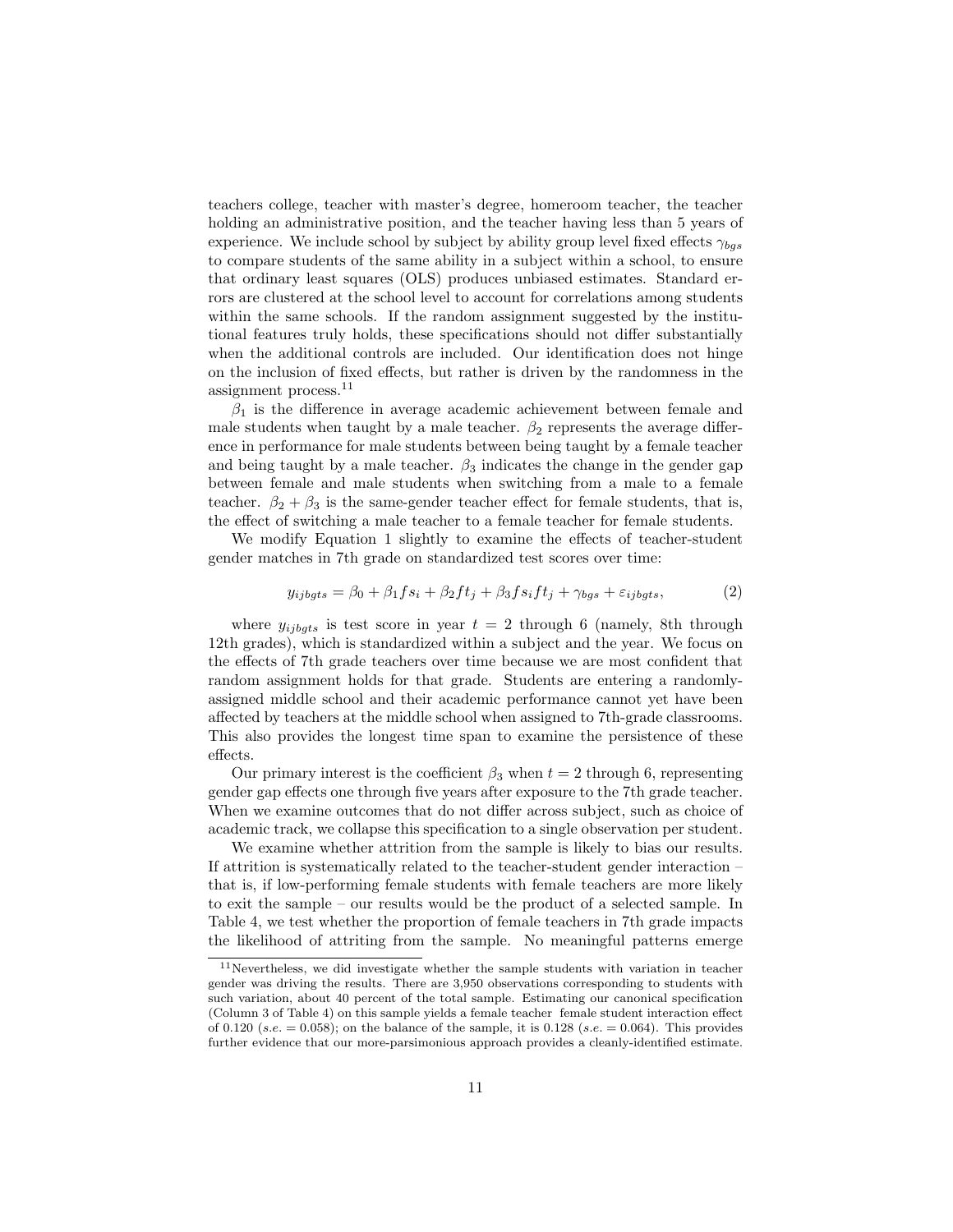teachers college, teacher with master's degree, homeroom teacher, the teacher holding an administrative position, and the teacher having less than 5 years of experience. We include school by subject by ability group level fixed effects $\gamma_{bgs}$ to compare students of the same ability in a subject within a school, to ensure that ordinary least squares (OLS) produces unbiased estimates. Standard errors are clustered at the school level to account for correlations among students within the same schools. If the random assignment suggested by the institutional features truly holds, these specifications should not differ substantially when the additional controls are included. Our identification does not hinge on the inclusion of fixed effects, but rather is driven by the randomness in the assignment process.[11]

$\beta_1$ is the difference in average academic achievement between female and male students when taught by a male teacher. $\beta_2$ represents the average difference in performance for male students between being taught by a female teacher and being taught by a male teacher. $\beta_3$ indicates the change in the gender gap between female and male students when switching from a male to a female teacher. $\beta_2 + \beta_3$ is the same-gender teacher effect for female students, that is, the effect of switching a male teacher to a female teacher for female students.

We modify Equation 1 slightly to examine the effects of teacher-student gender matches in 7th grade on standardized test scores over time:

$$y_{ijbgts} = \beta_0 + \beta_1 fs_i + \beta_2 ft_j + \beta_3 fs_i ft_j + \gamma_{bgs} + \varepsilon_{ijbgts}, \tag{2}$$

where $y_{ijbgts}$ is test score in year $t = 2$ through 6 (namely, 8th through 12th grades), which is standardized within a subject and the year. We focus on the effects of 7th grade teachers over time because we are most confident that random assignment holds for that grade. Students are entering a randomly-assigned middle school and their academic performance cannot yet have been affected by teachers at the middle school when assigned to 7th-grade classrooms. This also provides the longest time span to examine the persistence of these effects.

Our primary interest is the coefficient $\beta_3$ when $t = 2$ through 6, representing gender gap effects one through five years after exposure to the 7th grade teacher. When we examine outcomes that do not differ across subject, such as choice of academic track, we collapse this specification to a single observation per student.

We examine whether attrition from the sample is likely to bias our results. If attrition is systematically related to the teacher-student gender interaction – that is, if low-performing female students with female teachers are more likely to exit the sample – our results would be the product of a selected sample. In Table 4, we test whether the proportion of female teachers in 7th grade impacts the likelihood of attriting from the sample. No meaningful patterns emerge

[11] Nevertheless, we did investigate whether the sample students with variation in teacher gender was driving the results. There are 3,950 observations corresponding to students with such variation, about 40 percent of the total sample. Estimating our canonical specification (Column 3 of Table 4) on this sample yields a female teacher female student interaction effect of 0.120 (*s.e.* = 0.058); on the balance of the sample, it is 0.128 (*s.e.* = 0.064). This provides further evidence that our more-parsimonious approach provides a cleanly-identified estimate.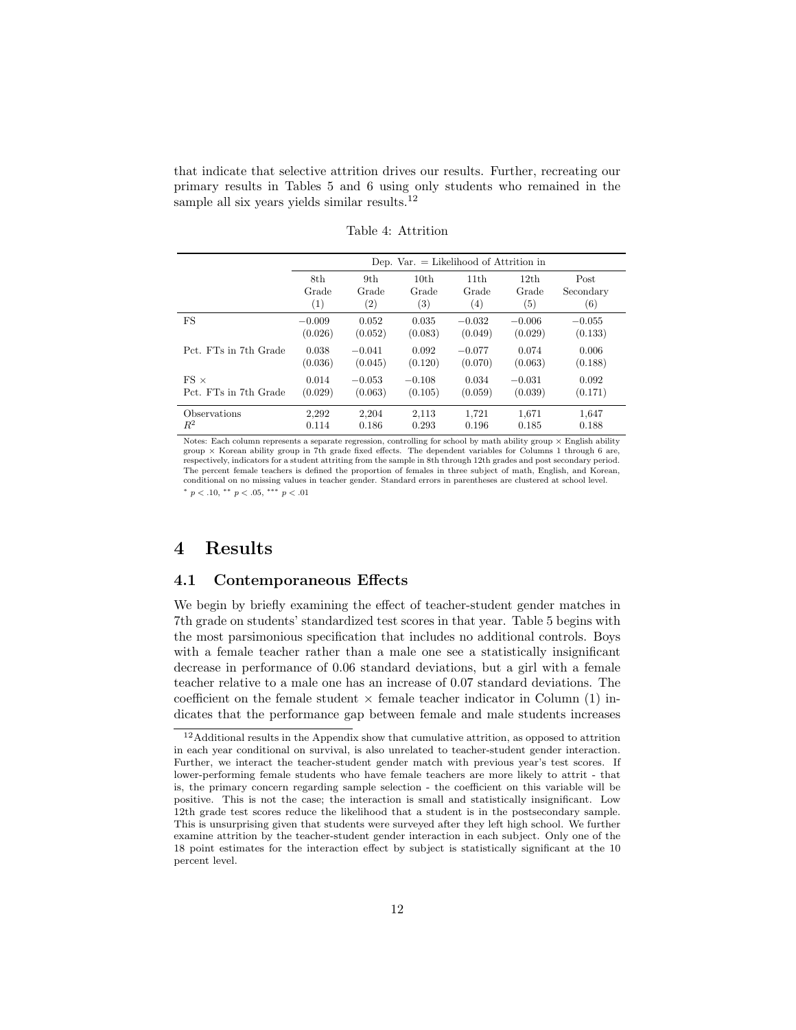that indicate that selective attrition drives our results. Further, recreating our primary results in Tables 5 and 6 using only students who remained in the sample all six years yields similar results.[12]

Table 4: Attrition

| | Dep. Var. = Likelihood of Attrition in | | | | | |
|---|---|---|---|---|---|---|
| | 8th Grade (1) | 9th Grade (2) | 10th Grade (3) | 11th Grade (4) | 12th Grade (5) | Post Secondary (6) |
| FS | −0.009 | 0.052 | 0.035 | −0.032 | −0.006 | −0.055 |
| | (0.026) | (0.052) | (0.083) | (0.049) | (0.029) | (0.133) |
| Pct. FTs in 7th Grade | 0.038 | −0.041 | 0.092 | −0.077 | 0.074 | 0.006 |
| | (0.036) | (0.045) | (0.120) | (0.070) | (0.063) | (0.188) |
| FS × Pct. FTs in 7th Grade | 0.014 | −0.053 | −0.108 | 0.034 | −0.031 | 0.092 |
| | (0.029) | (0.063) | (0.105) | (0.059) | (0.039) | (0.171) |
| Observations | 2,292 | 2,204 | 2,113 | 1,721 | 1,671 | 1,647 |
| $R^2$ | 0.114 | 0.186 | 0.293 | 0.196 | 0.185 | 0.188 |

Notes: Each column represents a separate regression, controlling for school by math ability group × English ability group × Korean ability group in 7th grade fixed effects. The dependent variables for Columns 1 through 6 are, respectively, indicators for a student attriting from the sample in 8th through 12th grades and post secondary period. The percent female teachers is defined the proportion of females in three subject of math, English, and Korean, conditional on no missing values in teacher gender. Standard errors in parentheses are clustered at school level.
$^{*}$ $p < .10$, $^{**}$ $p < .05$, $^{***}$ $p < .01$

## 4 Results

### 4.1 Contemporaneous Effects

We begin by briefly examining the effect of teacher-student gender matches in 7th grade on students' standardized test scores in that year. Table 5 begins with the most parsimonious specification that includes no additional controls. Boys with a female teacher rather than a male one see a statistically insignificant decrease in performance of 0.06 standard deviations, but a girl with a female teacher relative to a male one has an increase of 0.07 standard deviations. The coefficient on the female student × female teacher indicator in Column (1) indicates that the performance gap between female and male students increases

[12] Additional results in the Appendix show that cumulative attrition, as opposed to attrition in each year conditional on survival, is also unrelated to teacher-student gender interaction. Further, we interact the teacher-student gender match with previous year's test scores. If lower-performing female students who have female teachers are more likely to attrit - that is, the primary concern regarding sample selection - the coefficient on this variable will be positive. This is not the case; the interaction is small and statistically insignificant. Low 12th grade test scores reduce the likelihood that a student is in the postsecondary sample. This is unsurprising given that students were surveyed after they left high school. We further examine attrition by the teacher-student gender interaction in each subject. Only one of the 18 point estimates for the interaction effect by subject is statistically significant at the 10 percent level.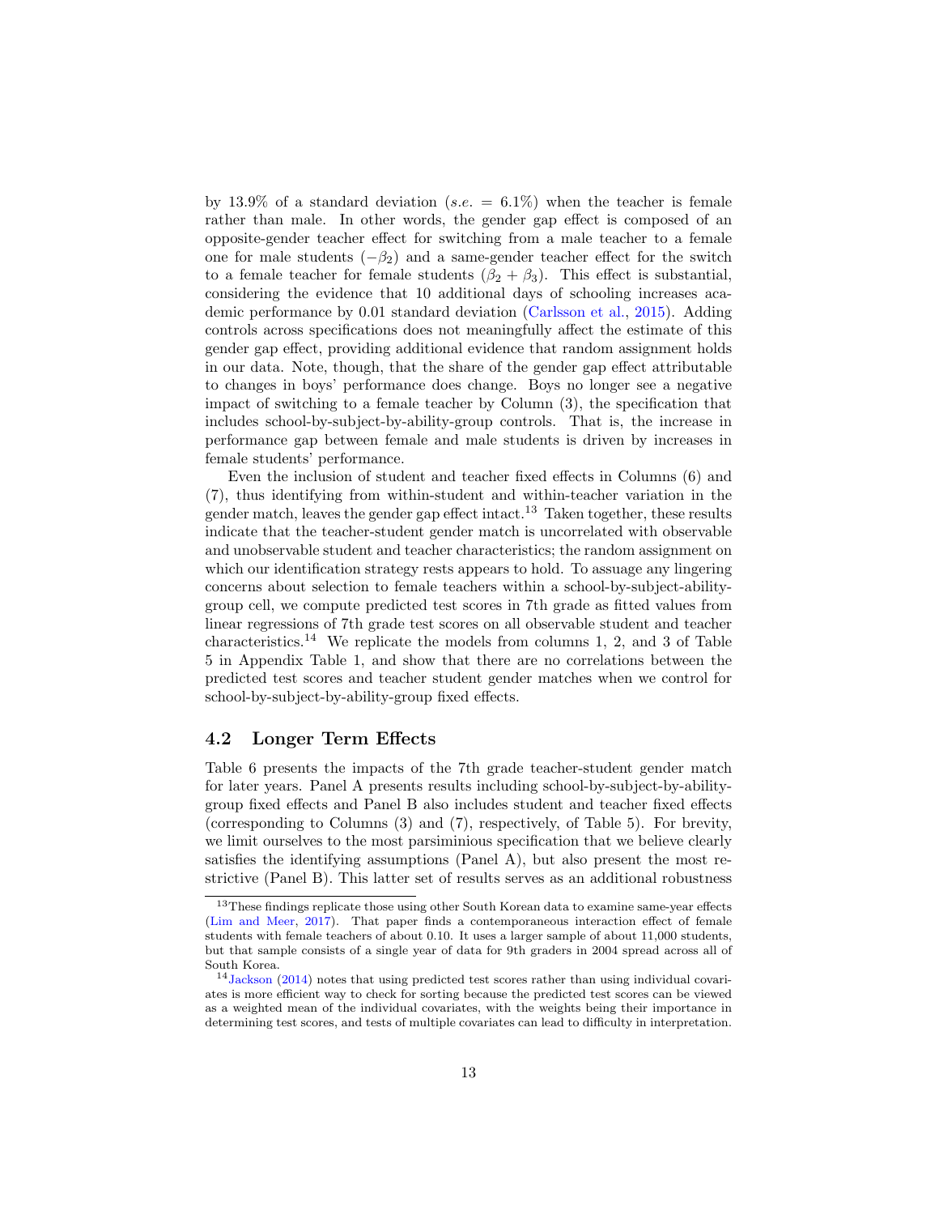by 13.9% of a standard deviation ($s.e. = 6.1\%$) when the teacher is female rather than male. In other words, the gender gap effect is composed of an opposite-gender teacher effect for switching from a male teacher to a female one for male students ($-\beta_2$) and a same-gender teacher effect for the switch to a female teacher for female students ($\beta_2 + \beta_3$). This effect is substantial, considering the evidence that 10 additional days of schooling increases academic performance by 0.01 standard deviation (Carlsson et al., 2015). Adding controls across specifications does not meaningfully affect the estimate of this gender gap effect, providing additional evidence that random assignment holds in our data. Note, though, that the share of the gender gap effect attributable to changes in boys' performance does change. Boys no longer see a negative impact of switching to a female teacher by Column (3), the specification that includes school-by-subject-by-ability-group controls. That is, the increase in performance gap between female and male students is driven by increases in female students' performance.

Even the inclusion of student and teacher fixed effects in Columns (6) and (7), thus identifying from within-student and within-teacher variation in the gender match, leaves the gender gap effect intact.[13] Taken together, these results indicate that the teacher-student gender match is uncorrelated with observable and unobservable student and teacher characteristics; the random assignment on which our identification strategy rests appears to hold. To assuage any lingering concerns about selection to female teachers within a school-by-subject-ability-group cell, we compute predicted test scores in 7th grade as fitted values from linear regressions of 7th grade test scores on all observable student and teacher characteristics.[14] We replicate the models from columns 1, 2, and 3 of Table 5 in Appendix Table 1, and show that there are no correlations between the predicted test scores and teacher student gender matches when we control for school-by-subject-by-ability-group fixed effects.

## 4.2 Longer Term Effects

Table 6 presents the impacts of the 7th grade teacher-student gender match for later years. Panel A presents results including school-by-subject-by-ability-group fixed effects and Panel B also includes student and teacher fixed effects (corresponding to Columns (3) and (7), respectively, of Table 5). For brevity, we limit ourselves to the most parsiminious specification that we believe clearly satisfies the identifying assumptions (Panel A), but also present the most restrictive (Panel B). This latter set of results serves as an additional robustness

[13] These findings replicate those using other South Korean data to examine same-year effects (Lim and Meer, 2017). That paper finds a contemporaneous interaction effect of female students with female teachers of about 0.10. It uses a larger sample of about 11,000 students, but that sample consists of a single year of data for 9th graders in 2004 spread across all of South Korea.

[14] Jackson (2014) notes that using predicted test scores rather than using individual covariates is more efficient way to check for sorting because the predicted test scores can be viewed as a weighted mean of the individual covariates, with the weights being their importance in determining test scores, and tests of multiple covariates can lead to difficulty in interpretation.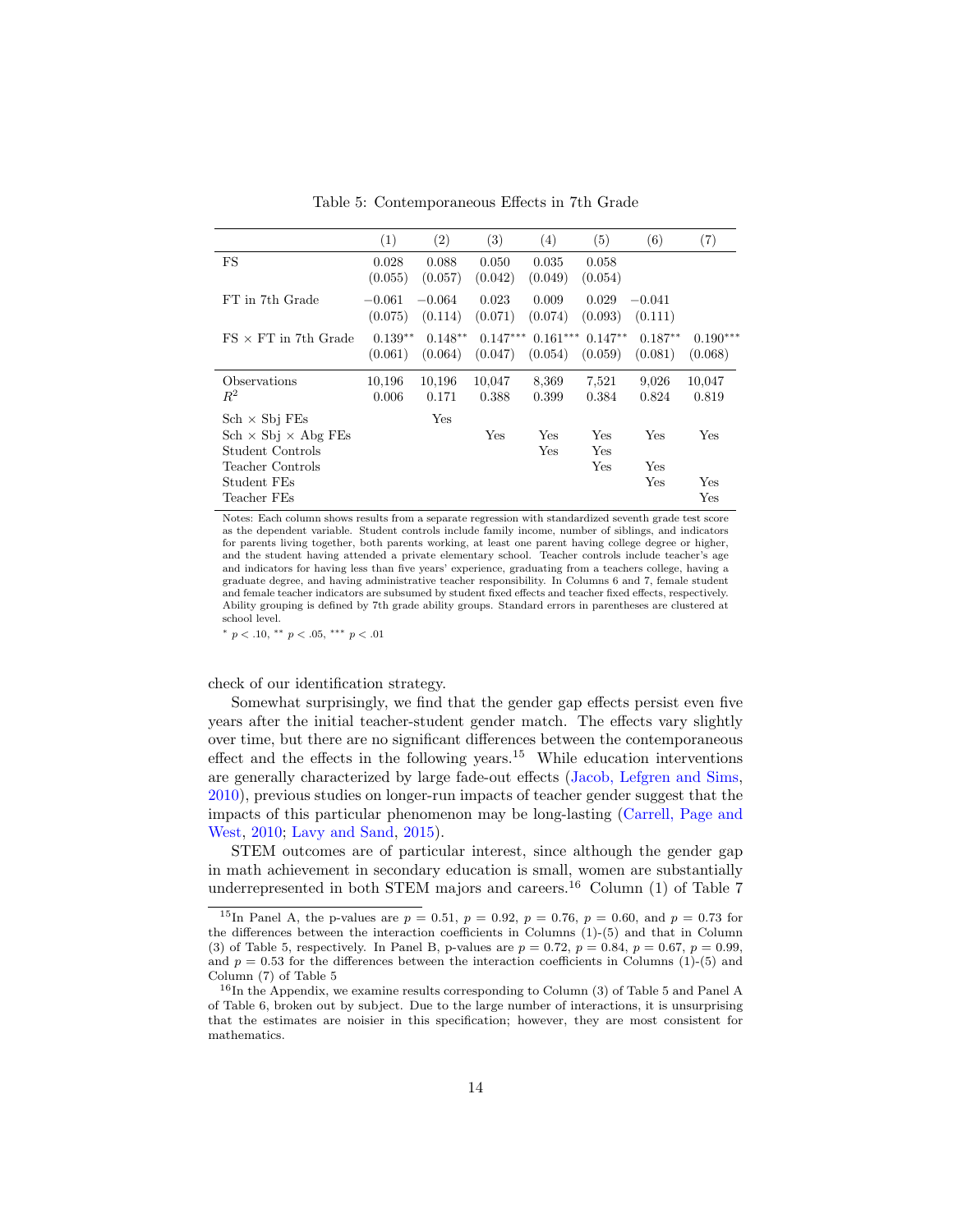Table 5: Contemporaneous Effects in 7th Grade

| | (1) | (2) | (3) | (4) | (5) | (6) | (7) |
|---|---|---|---|---|---|---|---|
| FS | 0.028 | 0.088 | 0.050 | 0.035 | 0.058 | | |
| | (0.055) | (0.057) | (0.042) | (0.049) | (0.054) | | |
| FT in 7th Grade | −0.061 | −0.064 | 0.023 | 0.009 | 0.029 | −0.041 | |
| | (0.075) | (0.114) | (0.071) | (0.074) | (0.093) | (0.111) | |
| FS × FT in 7th Grade | $0.139^{**}$ | $0.148^{**}$ | $0.147^{***}$ | $0.161^{***}$ | $0.147^{**}$ | $0.187^{**}$ | $0.190^{***}$ |
| | (0.061) | (0.064) | (0.047) | (0.054) | (0.059) | (0.081) | (0.068) |
| Observations | 10,196 | 10,196 | 10,047 | 8,369 | 7,521 | 9,026 | 10,047 |
| $R^2$ | 0.006 | 0.171 | 0.388 | 0.399 | 0.384 | 0.824 | 0.819 |
| Sch × Sbj FEs | | Yes | | | | | |
| Sch × Sbj × Abg FEs | | | Yes | Yes | Yes | Yes | Yes |
| Student Controls | | | | Yes | Yes | | |
| Teacher Controls | | | | | Yes | Yes | |
| Student FEs | | | | | | Yes | Yes |
| Teacher FEs | | | | | | | Yes |

Notes: Each column shows results from a separate regression with standardized seventh grade test score as the dependent variable. Student controls include family income, number of siblings, and indicators for parents living together, both parents working, at least one parent having college degree or higher, and the student having attended a private elementary school. Teacher controls include teacher's age and indicators for having less than five years' experience, graduating from a teachers college, having a graduate degree, and having administrative teacher responsibility. In Columns 6 and 7, female student and female teacher indicators are subsumed by student fixed effects and teacher fixed effects, respectively. Ability grouping is defined by 7th grade ability groups. Standard errors in parentheses are clustered at school level.

$^{*}$ $p < .10$, $^{**}$ $p < .05$, $^{***}$ $p < .01$

check of our identification strategy.

Somewhat surprisingly, we find that the gender gap effects persist even five years after the initial teacher-student gender match. The effects vary slightly over time, but there are no significant differences between the contemporaneous effect and the effects in the following years.[15] While education interventions are generally characterized by large fade-out effects (Jacob, Lefgren and Sims, 2010), previous studies on longer-run impacts of teacher gender suggest that the impacts of this particular phenomenon may be long-lasting (Carrell, Page and West, 2010; Lavy and Sand, 2015).

STEM outcomes are of particular interest, since although the gender gap in math achievement in secondary education is small, women are substantially underrepresented in both STEM majors and careers.[16] Column (1) of Table 7

[15]In Panel A, the p-values are $p = 0.51$, $p = 0.92$, $p = 0.76$, $p = 0.60$, and $p = 0.73$ for the differences between the interaction coefficients in Columns (1)-(5) and that in Column (3) of Table 5, respectively. In Panel B, p-values are $p = 0.72$, $p = 0.84$, $p = 0.67$, $p = 0.99$, and $p = 0.53$ for the differences between the interaction coefficients in Columns (1)-(5) and Column (7) of Table 5

[16]In the Appendix, we examine results corresponding to Column (3) of Table 5 and Panel A of Table 6, broken out by subject. Due to the large number of interactions, it is unsurprising that the estimates are noisier in this specification; however, they are most consistent for mathematics.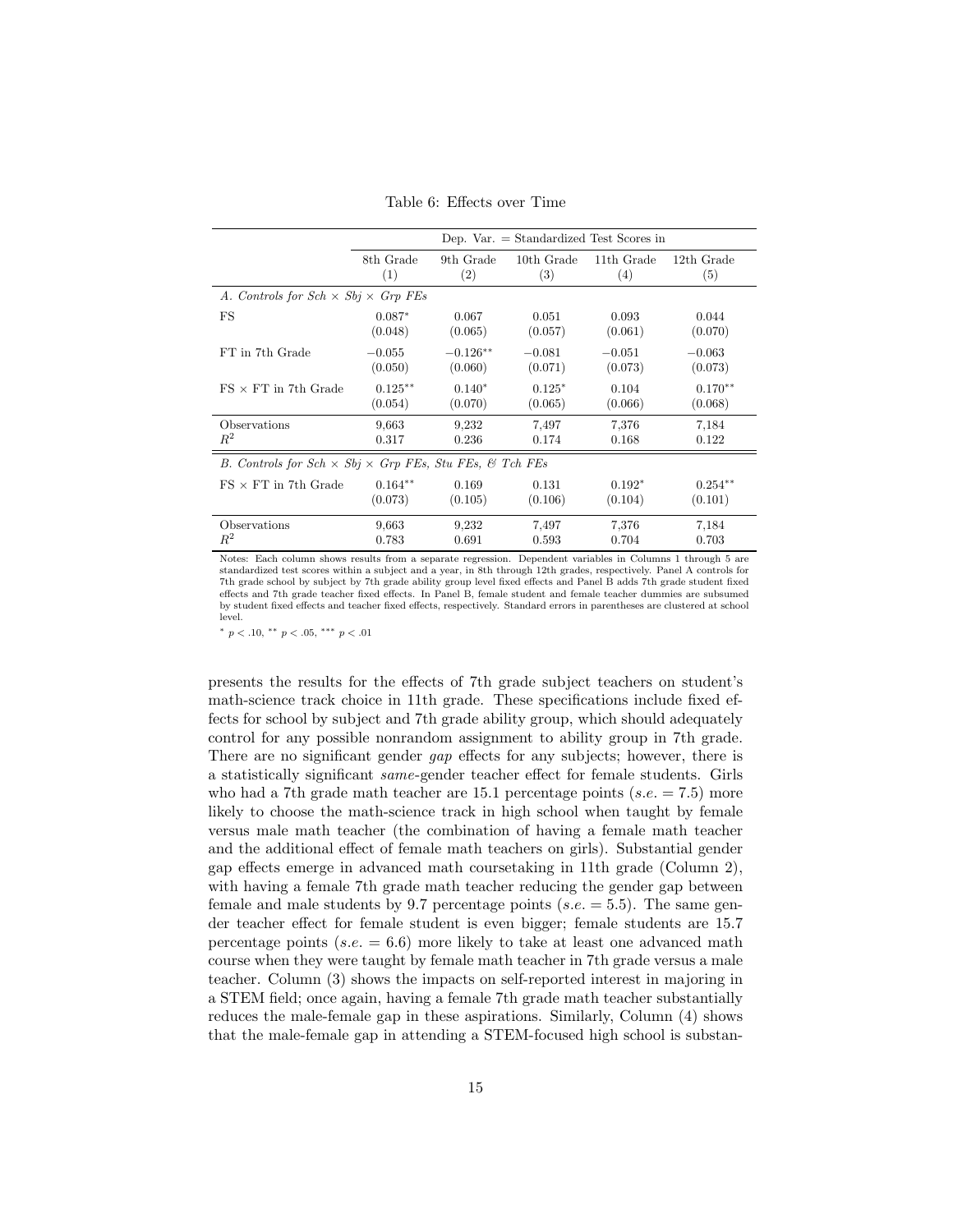Table 6: Effects over Time

| | Dep. Var. = Standardized Test Scores in | | | | |
|---|---|---|---|---|---|
| | 8th Grade (1) | 9th Grade (2) | 10th Grade (3) | 11th Grade (4) | 12th Grade (5) |
| *A. Controls for Sch × Sbj × Grp FEs* | | | | | |
| FS | $0.087^{*}$ | 0.067 | 0.051 | 0.093 | 0.044 |
| | (0.048) | (0.065) | (0.057) | (0.061) | (0.070) |
| FT in 7th Grade | $-0.055$ | $-0.126^{**}$ | $-0.081$ | $-0.051$ | $-0.063$ |
| | (0.050) | (0.060) | (0.071) | (0.073) | (0.073) |
| FS × FT in 7th Grade | $0.125^{**}$ | $0.140^{*}$ | $0.125^{*}$ | 0.104 | $0.170^{**}$ |
| | (0.054) | (0.070) | (0.065) | (0.066) | (0.068) |
| Observations | 9,663 | 9,232 | 7,497 | 7,376 | 7,184 |
| $R^2$ | 0.317 | 0.236 | 0.174 | 0.168 | 0.122 |
| *B. Controls for Sch × Sbj × Grp FEs, Stu FEs, & Tch FEs* | | | | | |
| FS × FT in 7th Grade | $0.164^{**}$ | 0.169 | 0.131 | $0.192^{*}$ | $0.254^{**}$ |
| | (0.073) | (0.105) | (0.106) | (0.104) | (0.101) |
| Observations | 9,663 | 9,232 | 7,497 | 7,376 | 7,184 |
| $R^2$ | 0.783 | 0.691 | 0.593 | 0.704 | 0.703 |

Notes: Each column shows results from a separate regression. Dependent variables in Columns 1 through 5 are standardized test scores within a subject and a year, in 8th through 12th grades, respectively. Panel A controls for 7th grade school by subject by 7th grade ability group level fixed effects and Panel B adds 7th grade student fixed effects and 7th grade teacher fixed effects. In Panel B, female student and female teacher dummies are subsumed by student fixed effects and teacher fixed effects, respectively. Standard errors in parentheses are clustered at school level.

$^{*}$ $p < .10$, $^{**}$ $p < .05$, $^{***}$ $p < .01$

presents the results for the effects of 7th grade subject teachers on student's math-science track choice in 11th grade. These specifications include fixed effects for school by subject and 7th grade ability group, which should adequately control for any possible nonrandom assignment to ability group in 7th grade. There are no significant gender *gap* effects for any subjects; however, there is a statistically significant *same*-gender teacher effect for female students. Girls who had a 7th grade math teacher are 15.1 percentage points ($s.e. = 7.5$) more likely to choose the math-science track in high school when taught by female versus male math teacher (the combination of having a female math teacher and the additional effect of female math teachers on girls). Substantial gender gap effects emerge in advanced math coursetaking in 11th grade (Column 2), with having a female 7th grade math teacher reducing the gender gap between female and male students by 9.7 percentage points ($s.e. = 5.5$). The same gender teacher effect for female student is even bigger; female students are 15.7 percentage points ($s.e. = 6.6$) more likely to take at least one advanced math course when they were taught by female math teacher in 7th grade versus a male teacher. Column (3) shows the impacts on self-reported interest in majoring in a STEM field; once again, having a female 7th grade math teacher substantially reduces the male-female gap in these aspirations. Similarly, Column (4) shows that the male-female gap in attending a STEM-focused high school is substan-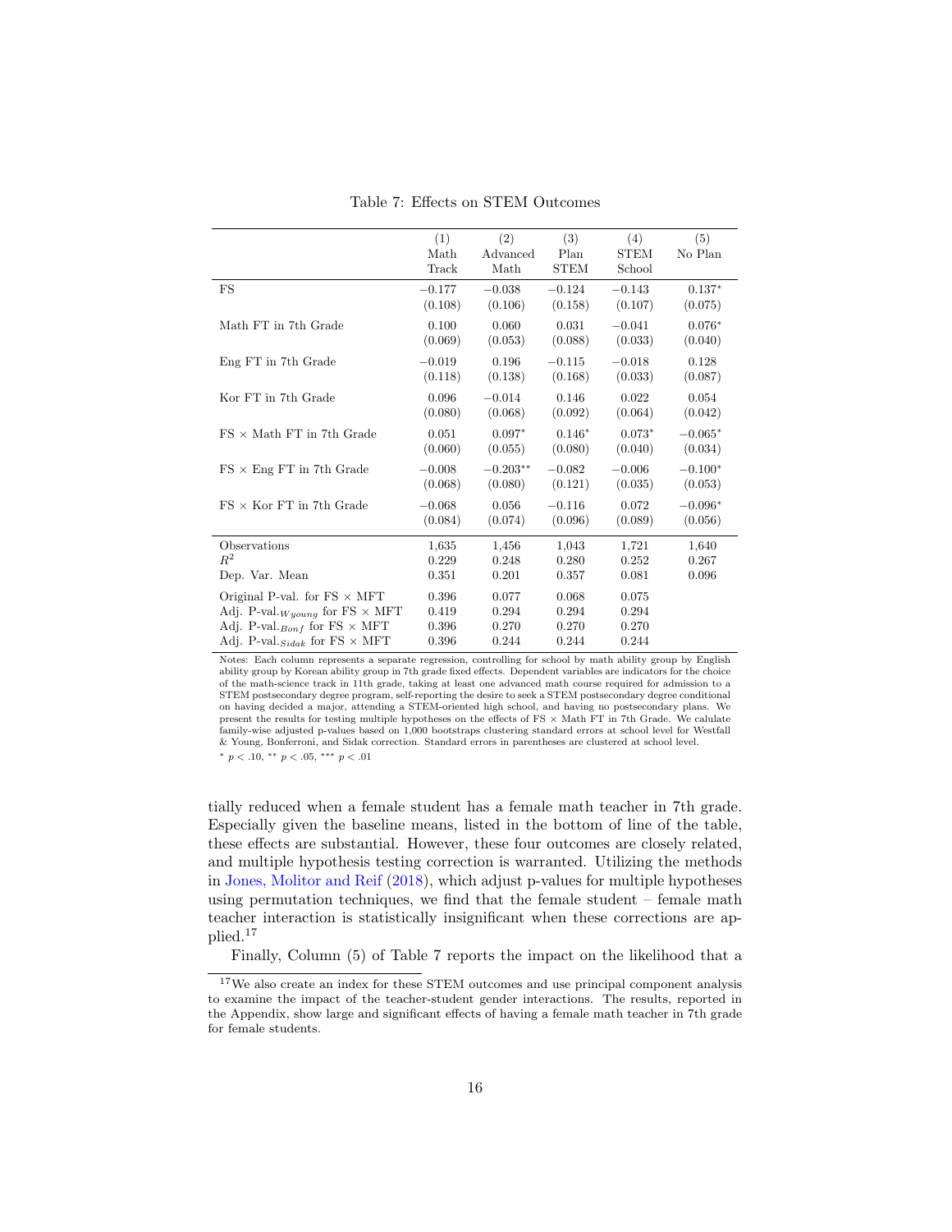Table 7: Effects on STEM Outcomes

| | (1) Math Track | (2) Advanced Math | (3) Plan STEM | (4) STEM School | (5) No Plan |
|---|---|---|---|---|---|
| FS | −0.177 | −0.038 | −0.124 | −0.143 | 0.137* |
| | (0.108) | (0.106) | (0.158) | (0.107) | (0.075) |
| Math FT in 7th Grade | 0.100 | 0.060 | 0.031 | −0.041 | 0.076* |
| | (0.069) | (0.053) | (0.088) | (0.033) | (0.040) |
| Eng FT in 7th Grade | −0.019 | 0.196 | −0.115 | −0.018 | 0.128 |
| | (0.118) | (0.138) | (0.168) | (0.033) | (0.087) |
| Kor FT in 7th Grade | 0.096 | −0.014 | 0.146 | 0.022 | 0.054 |
| | (0.080) | (0.068) | (0.092) | (0.064) | (0.042) |
| FS × Math FT in 7th Grade | 0.051 | 0.097* | 0.146* | 0.073* | −0.065* |
| | (0.060) | (0.055) | (0.080) | (0.040) | (0.034) |
| FS × Eng FT in 7th Grade | −0.008 | −0.203** | −0.082 | −0.006 | −0.100* |
| | (0.068) | (0.080) | (0.121) | (0.035) | (0.053) |
| FS × Kor FT in 7th Grade | −0.068 | 0.056 | −0.116 | 0.072 | −0.096* |
| | (0.084) | (0.074) | (0.096) | (0.089) | (0.056) |
| Observations | 1,635 | 1,456 | 1,043 | 1,721 | 1,640 |
| $R^2$ | 0.229 | 0.248 | 0.280 | 0.252 | 0.267 |
| Dep. Var. Mean | 0.351 | 0.201 | 0.357 | 0.081 | 0.096 |
| Original P-val. for FS × MFT | 0.396 | 0.077 | 0.068 | 0.075 | |
| Adj. P-val.$_{Wyoung}$ for FS × MFT | 0.419 | 0.294 | 0.294 | 0.294 | |
| Adj. P-val.$_{Bonf}$ for FS × MFT | 0.396 | 0.270 | 0.270 | 0.270 | |
| Adj. P-val.$_{Sidak}$ for FS × MFT | 0.396 | 0.244 | 0.244 | 0.244 | |

Notes: Each column represents a separate regression, controlling for school by math ability group by English ability group by Korean ability group in 7th grade fixed effects. Dependent variables are indicators for the choice of the math-science track in 11th grade, taking at least one advanced math course required for admission to a STEM postsecondary degree program, self-reporting the desire to seek a STEM postsecondary degree conditional on having decided a major, attending a STEM-oriented high school, and having no postsecondary plans. We present the results for testing multiple hypotheses on the effects of FS × Math FT in 7th Grade. We calulate family-wise adjusted p-values based on 1,000 bootstraps clustering standard errors at school level for Westfall & Young, Bonferroni, and Sidak correction. Standard errors in parentheses are clustered at school level.

* $p < .10$, ** $p < .05$, *** $p < .01$

tially reduced when a female student has a female math teacher in 7th grade. Especially given the baseline means, listed in the bottom of line of the table, these effects are substantial. However, these four outcomes are closely related, and multiple hypothesis testing correction is warranted. Utilizing the methods in Jones, Molitor and Reif (2018), which adjust p-values for multiple hypotheses using permutation techniques, we find that the female student – female math teacher interaction is statistically insignificant when these corrections are applied.[17]

Finally, Column (5) of Table 7 reports the impact on the likelihood that a

[17] We also create an index for these STEM outcomes and use principal component analysis to examine the impact of the teacher-student gender interactions. The results, reported in the Appendix, show large and significant effects of having a female math teacher in 7th grade for female students.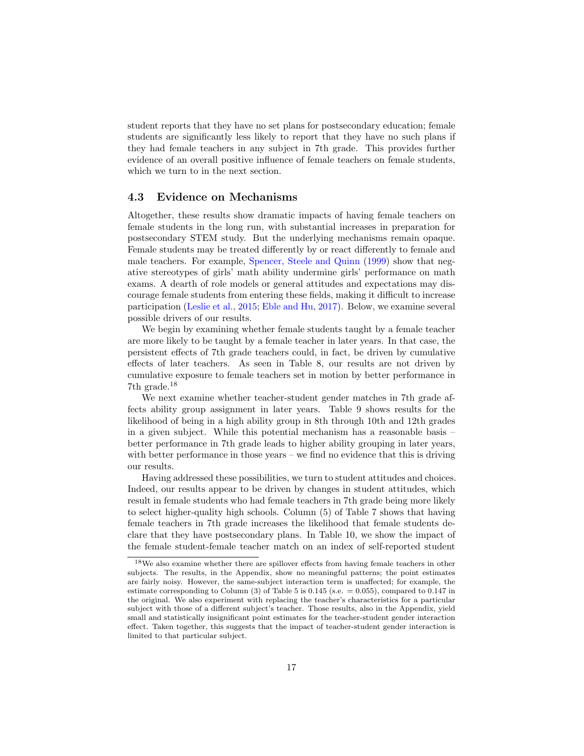student reports that they have no set plans for postsecondary education; female students are significantly less likely to report that they have no such plans if they had female teachers in any subject in 7th grade. This provides further evidence of an overall positive influence of female teachers on female students, which we turn to in the next section.

### 4.3 Evidence on Mechanisms

Altogether, these results show dramatic impacts of having female teachers on female students in the long run, with substantial increases in preparation for postsecondary STEM study. But the underlying mechanisms remain opaque. Female students may be treated differently by or react differently to female and male teachers. For example, Spencer, Steele and Quinn (1999) show that negative stereotypes of girls' math ability undermine girls' performance on math exams. A dearth of role models or general attitudes and expectations may discourage female students from entering these fields, making it difficult to increase participation (Leslie et al., 2015; Eble and Hu, 2017). Below, we examine several possible drivers of our results.

We begin by examining whether female students taught by a female teacher are more likely to be taught by a female teacher in later years. In that case, the persistent effects of 7th grade teachers could, in fact, be driven by cumulative effects of later teachers. As seen in Table 8, our results are not driven by cumulative exposure to female teachers set in motion by better performance in 7th grade.[18]

We next examine whether teacher-student gender matches in 7th grade affects ability group assignment in later years. Table 9 shows results for the likelihood of being in a high ability group in 8th through 10th and 12th grades in a given subject. While this potential mechanism has a reasonable basis – better performance in 7th grade leads to higher ability grouping in later years, with better performance in those years – we find no evidence that this is driving our results.

Having addressed these possibilities, we turn to student attitudes and choices. Indeed, our results appear to be driven by changes in student attitudes, which result in female students who had female teachers in 7th grade being more likely to select higher-quality high schools. Column (5) of Table 7 shows that having female teachers in 7th grade increases the likelihood that female students declare that they have postsecondary plans. In Table 10, we show the impact of the female student-female teacher match on an index of self-reported student

[18] We also examine whether there are spillover effects from having female teachers in other subjects. The results, in the Appendix, show no meaningful patterns; the point estimates are fairly noisy. However, the same-subject interaction term is unaffected; for example, the estimate corresponding to Column (3) of Table 5 is 0.145 (s.e. = 0.055), compared to 0.147 in the original. We also experiment with replacing the teacher's characteristics for a particular subject with those of a different subject's teacher. Those results, also in the Appendix, yield small and statistically insignificant point estimates for the teacher-student gender interaction effect. Taken together, this suggests that the impact of teacher-student gender interaction is limited to that particular subject.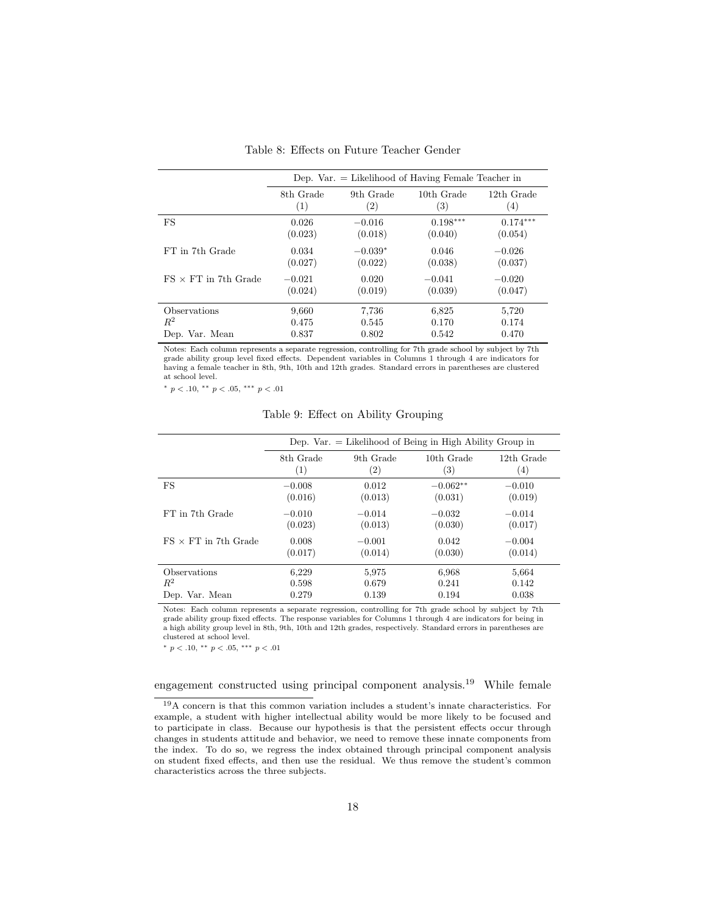Table 8: Effects on Future Teacher Gender

| | Dep. Var. = Likelihood of Having Female Teacher in | | | |
|---|---|---|---|---|
| | 8th Grade (1) | 9th Grade (2) | 10th Grade (3) | 12th Grade (4) |
| FS | 0.026 | −0.016 | 0.198*** | 0.174*** |
| | (0.023) | (0.018) | (0.040) | (0.054) |
| FT in 7th Grade | 0.034 | −0.039* | 0.046 | −0.026 |
| | (0.027) | (0.022) | (0.038) | (0.037) |
| FS × FT in 7th Grade | −0.021 | 0.020 | −0.041 | −0.020 |
| | (0.024) | (0.019) | (0.039) | (0.047) |
| Observations | 9,660 | 7,736 | 6,825 | 5,720 |
| $R^2$ | 0.475 | 0.545 | 0.170 | 0.174 |
| Dep. Var. Mean | 0.837 | 0.802 | 0.542 | 0.470 |

Notes: Each column represents a separate regression, controlling for 7th grade school by subject by 7th grade ability group level fixed effects. Dependent variables in Columns 1 through 4 are indicators for having a female teacher in 8th, 9th, 10th and 12th grades. Standard errors in parentheses are clustered at school level.

* $p < .10$, ** $p < .05$, *** $p < .01$

Table 9: Effect on Ability Grouping

| | Dep. Var. = Likelihood of Being in High Ability Group in | | | |
|---|---|---|---|---|
| | 8th Grade (1) | 9th Grade (2) | 10th Grade (3) | 12th Grade (4) |
| FS | −0.008 | 0.012 | −0.062** | −0.010 |
| | (0.016) | (0.013) | (0.031) | (0.019) |
| FT in 7th Grade | −0.010 | −0.014 | −0.032 | −0.014 |
| | (0.023) | (0.013) | (0.030) | (0.017) |
| FS × FT in 7th Grade | 0.008 | −0.001 | 0.042 | −0.004 |
| | (0.017) | (0.014) | (0.030) | (0.014) |
| Observations | 6,229 | 5,975 | 6,968 | 5,664 |
| $R^2$ | 0.598 | 0.679 | 0.241 | 0.142 |
| Dep. Var. Mean | 0.279 | 0.139 | 0.194 | 0.038 |

Notes: Each column represents a separate regression, controlling for 7th grade school by subject by 7th grade ability group fixed effects. The response variables for Columns 1 through 4 are indicators for being in a high ability group level in 8th, 9th, 10th and 12th grades, respectively. Standard errors in parentheses are clustered at school level.

* $p < .10$, ** $p < .05$, *** $p < .01$

engagement constructed using principal component analysis.[19] While female

[19]A concern is that this common variation includes a student's innate characteristics. For example, a student with higher intellectual ability would be more likely to be focused and to participate in class. Because our hypothesis is that the persistent effects occur through changes in students attitude and behavior, we need to remove these innate components from the index. To do so, we regress the index obtained through principal component analysis on student fixed effects, and then use the residual. We thus remove the student's common characteristics across the three subjects.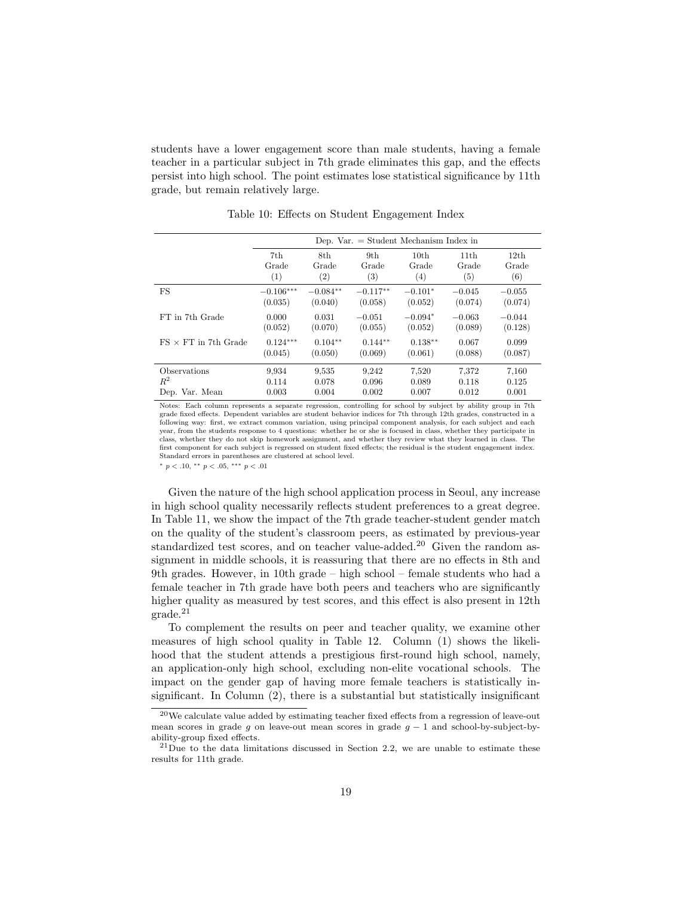students have a lower engagement score than male students, having a female teacher in a particular subject in 7th grade eliminates this gap, and the effects persist into high school. The point estimates lose statistical significance by 11th grade, but remain relatively large.

Table 10: Effects on Student Engagement Index

| | Dep. Var. = Student Mechanism Index in | | | | | |
|---|---|---|---|---|---|---|
| | 7th Grade (1) | 8th Grade (2) | 9th Grade (3) | 10th Grade (4) | 11th Grade (5) | 12th Grade (6) |
| FS | $-0.106^{***}$ | $-0.084^{**}$ | $-0.117^{**}$ | $-0.101^{*}$ | $-0.045$ | $-0.055$ |
| | (0.035) | (0.040) | (0.058) | (0.052) | (0.074) | (0.074) |
| FT in 7th Grade | 0.000 | 0.031 | $-0.051$ | $-0.094^{*}$ | $-0.063$ | $-0.044$ |
| | (0.052) | (0.070) | (0.055) | (0.052) | (0.089) | (0.128) |
| FS × FT in 7th Grade | $0.124^{***}$ | $0.104^{**}$ | $0.144^{**}$ | $0.138^{**}$ | 0.067 | 0.099 |
| | (0.045) | (0.050) | (0.069) | (0.061) | (0.088) | (0.087) |
| Observations | 9,934 | 9,535 | 9,242 | 7,520 | 7,372 | 7,160 |
| $R^2$ | 0.114 | 0.078 | 0.096 | 0.089 | 0.118 | 0.125 |
| Dep. Var. Mean | 0.003 | 0.004 | 0.002 | 0.007 | 0.012 | 0.001 |

Notes: Each column represents a separate regression, controlling for school by subject by ability group in 7th grade fixed effects. Dependent variables are student behavior indices for 7th through 12th grades, constructed in a following way: first, we extract common variation, using principal component analysis, for each subject and each year, from the students response to 4 questions: whether he or she is focused in class, whether they participate in class, whether they do not skip homework assignment, and whether they review what they learned in class. The first component for each subject is regressed on student fixed effects; the residual is the student engagement index. Standard errors in parentheses are clustered at school level.

$^{*}$ $p < .10$, $^{**}$ $p < .05$, $^{***}$ $p < .01$

Given the nature of the high school application process in Seoul, any increase in high school quality necessarily reflects student preferences to a great degree. In Table 11, we show the impact of the 7th grade teacher-student gender match on the quality of the student's classroom peers, as estimated by previous-year standardized test scores, and on teacher value-added.[20] Given the random assignment in middle schools, it is reassuring that there are no effects in 8th and 9th grades. However, in 10th grade – high school – female students who had a female teacher in 7th grade have both peers and teachers who are significantly higher quality as measured by test scores, and this effect is also present in 12th grade.[21]

To complement the results on peer and teacher quality, we examine other measures of high school quality in Table 12. Column (1) shows the likelihood that the student attends a prestigious first-round high school, namely, an application-only high school, excluding non-elite vocational schools. The impact on the gender gap of having more female teachers is statistically insignificant. In Column (2), there is a substantial but statistically insignificant

[20] We calculate value added by estimating teacher fixed effects from a regression of leave-out mean scores in grade $g$ on leave-out mean scores in grade $g-1$ and school-by-subject-by-ability-group fixed effects.

[21] Due to the data limitations discussed in Section 2.2, we are unable to estimate these results for 11th grade.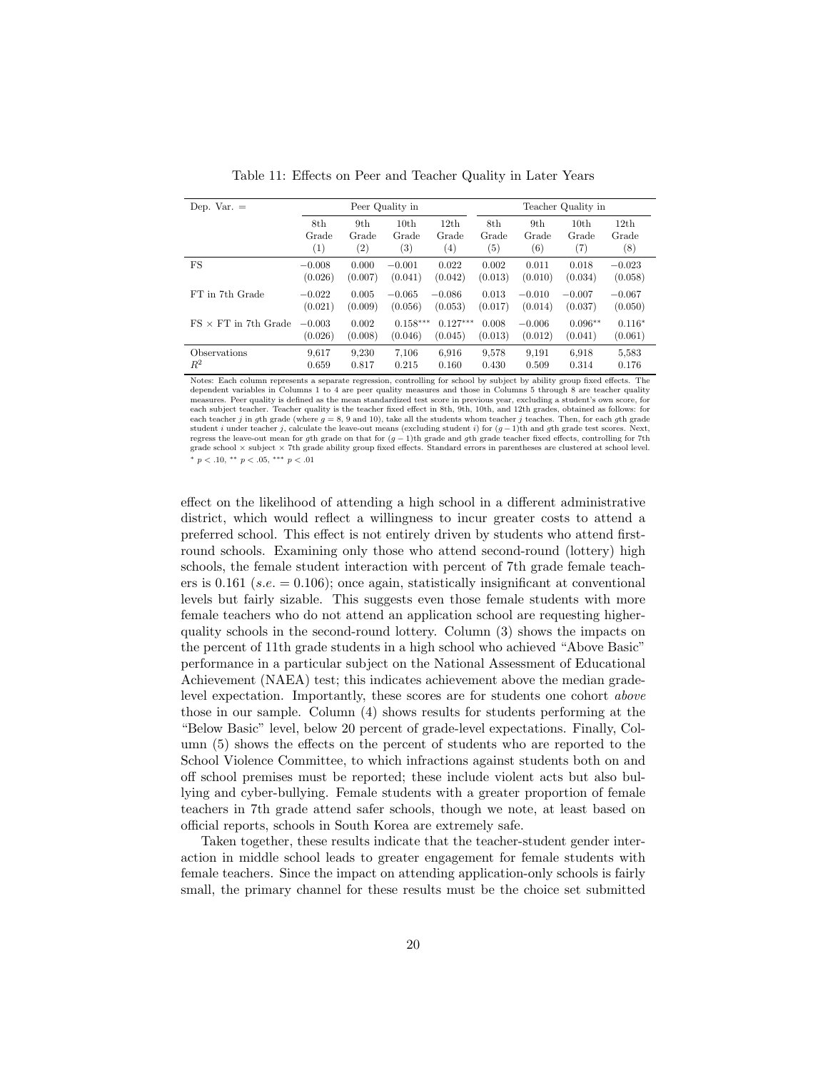Table 11: Effects on Peer and Teacher Quality in Later Years

| Dep. Var. = | Peer Quality in | | | | Teacher Quality in | | | |
|---|---|---|---|---|---|---|---|---|
| | 8th Grade (1) | 9th Grade (2) | 10th Grade (3) | 12th Grade (4) | 8th Grade (5) | 9th Grade (6) | 10th Grade (7) | 12th Grade (8) |
| FS | −0.008 | 0.000 | −0.001 | 0.022 | 0.002 | 0.011 | 0.018 | −0.023 |
| | (0.026) | (0.007) | (0.041) | (0.042) | (0.013) | (0.010) | (0.034) | (0.058) |
| FT in 7th Grade | −0.022 | 0.005 | −0.065 | −0.086 | 0.013 | −0.010 | −0.007 | −0.067 |
| | (0.021) | (0.009) | (0.056) | (0.053) | (0.017) | (0.014) | (0.037) | (0.050) |
| FS × FT in 7th Grade | −0.003 | 0.002 | 0.158*** | 0.127*** | 0.008 | −0.006 | 0.096** | 0.116* |
| | (0.026) | (0.008) | (0.046) | (0.045) | (0.013) | (0.012) | (0.041) | (0.061) |
| Observations | 9,617 | 9,230 | 7,106 | 6,916 | 9,578 | 9,191 | 6,918 | 5,583 |
| $R^2$ | 0.659 | 0.817 | 0.215 | 0.160 | 0.430 | 0.509 | 0.314 | 0.176 |

Notes: Each column represents a separate regression, controlling for school by subject by ability group fixed effects. The dependent variables in Columns 1 to 4 are peer quality measures and those in Columns 5 through 8 are teacher quality measures. Peer quality is defined as the mean standardized test score in previous year, excluding a student's own score, for each subject teacher. Teacher quality is the teacher fixed effect in 8th, 9th, 10th, and 12th grades, obtained as follows: for each teacher $j$ in $g$th grade (where $g = 8$, 9 and 10), take all the students whom teacher $j$ teaches. Then, for each $g$th grade student $i$ under teacher $j$, calculate the leave-out means (excluding student $i$) for $(g-1)$th and $g$th grade test scores. Next, regress the leave-out mean for $g$th grade on that for $(g-1)$th grade and $g$th grade teacher fixed effects, controlling for 7th grade school × subject × 7th grade ability group fixed effects. Standard errors in parentheses are clustered at school level.
$^{*}$ $p < .10$, $^{**}$ $p < .05$, $^{***}$ $p < .01$

effect on the likelihood of attending a high school in a different administrative district, which would reflect a willingness to incur greater costs to attend a preferred school. This effect is not entirely driven by students who attend first-round schools. Examining only those who attend second-round (lottery) high schools, the female student interaction with percent of 7th grade female teachers is 0.161 ($s.e. = 0.106$); once again, statistically insignificant at conventional levels but fairly sizable. This suggests even those female students with more female teachers who do not attend an application school are requesting higher-quality schools in the second-round lottery. Column (3) shows the impacts on the percent of 11th grade students in a high school who achieved "Above Basic" performance in a particular subject on the National Assessment of Educational Achievement (NAEA) test; this indicates achievement above the median grade-level expectation. Importantly, these scores are for students one cohort *above* those in our sample. Column (4) shows results for students performing at the "Below Basic" level, below 20 percent of grade-level expectations. Finally, Column (5) shows the effects on the percent of students who are reported to the School Violence Committee, to which infractions against students both on and off school premises must be reported; these include violent acts but also bullying and cyber-bullying. Female students with a greater proportion of female teachers in 7th grade attend safer schools, though we note, at least based on official reports, schools in South Korea are extremely safe.

Taken together, these results indicate that the teacher-student gender interaction in middle school leads to greater engagement for female students with female teachers. Since the impact on attending application-only schools is fairly small, the primary channel for these results must be the choice set submitted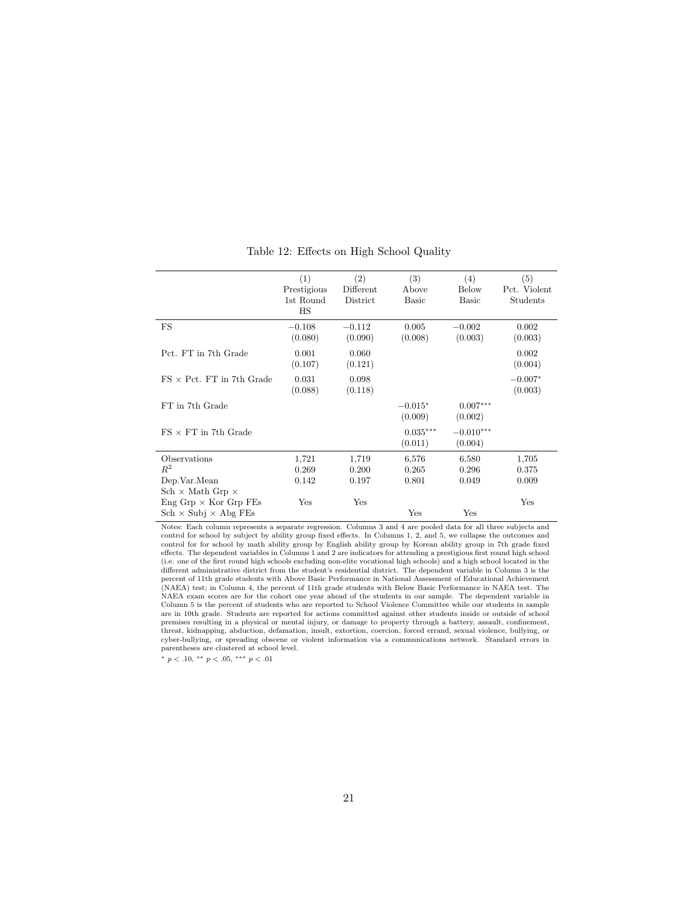Table 12: Effects on High School Quality

| | (1) Prestigious 1st Round HS | (2) Different District | (3) Above Basic | (4) Below Basic | (5) Pct. Violent Students |
|---|---|---|---|---|---|
| FS | −0.108 | −0.112 | 0.005 | −0.002 | 0.002 |
| | (0.080) | (0.090) | (0.008) | (0.003) | (0.003) |
| Pct. FT in 7th Grade | 0.001 | 0.060 | | | 0.002 |
| | (0.107) | (0.121) | | | (0.004) |
| FS × Pct. FT in 7th Grade | 0.031 | 0.098 | | | −0.007* |
| | (0.088) | (0.118) | | | (0.003) |
| FT in 7th Grade | | | −0.015* | 0.007*** | |
| | | | (0.009) | (0.002) | |
| FS × FT in 7th Grade | | | 0.035*** | −0.010*** | |
| | | | (0.011) | (0.004) | |
| Observations | 1,721 | 1,719 | 6,576 | 6,580 | 1,705 |
| $R^2$ | 0.269 | 0.200 | 0.265 | 0.296 | 0.375 |
| Dep.Var.Mean | 0.142 | 0.197 | 0.801 | 0.049 | 0.009 |
| Sch × Math Grp × Eng Grp × Kor Grp FEs | Yes | Yes | | | Yes |
| Sch × Subj × Abg FEs | | | Yes | Yes | |

Notes: Each column represents a separate regression. Columns 3 and 4 are pooled data for all three subjects and control for school by subject by ability group fixed effects. In Columns 1, 2, and 5, we collapse the outcomes and control for for school by math ability group by English ability group by Korean ability group in 7th grade fixed effects. The dependent variables in Columns 1 and 2 are indicators for attending a prestigious first round high school (i.e. one of the first round high schools excluding non-elite vocational high schools) and a high school located in the different administrative district from the student's residential district. The dependent variable in Column 3 is the percent of 11th grade students with Above Basic Performance in National Assessment of Educational Achievement (NAEA) test; in Column 4, the percent of 11th grade students with Below Basic Performance in NAEA test. The NAEA exam scores are for the cohort one year ahead of the students in our sample. The dependent variable in Column 5 is the percent of students who are reported to School Violence Committee while our students in sample are in 10th grade. Students are reported for actions committed against other students inside or outside of school premises resulting in a physical or mental injury, or damage to property through a battery, assault, confinement, threat, kidnapping, abduction, defamation, insult, extortion, coercion, forced errand, sexual violence, bullying, or cyber-bullying, or spreading obscene or violent information via a communications network. Standard errors in parentheses are clustered at school level.

* $p < .10$, ** $p < .05$, *** $p < .01$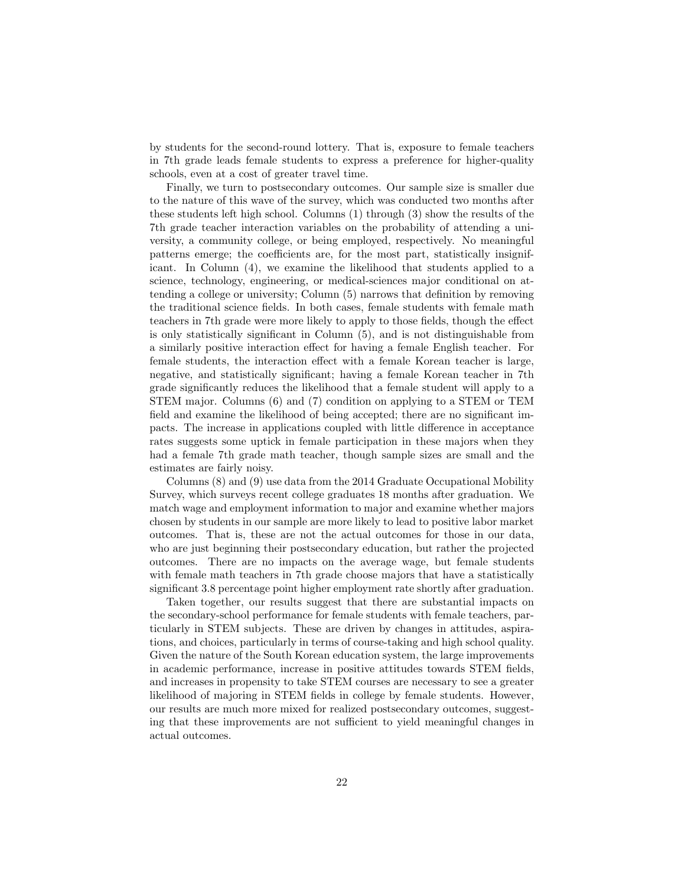by students for the second-round lottery. That is, exposure to female teachers in 7th grade leads female students to express a preference for higher-quality schools, even at a cost of greater travel time.

Finally, we turn to postsecondary outcomes. Our sample size is smaller due to the nature of this wave of the survey, which was conducted two months after these students left high school. Columns (1) through (3) show the results of the 7th grade teacher interaction variables on the probability of attending a university, a community college, or being employed, respectively. No meaningful patterns emerge; the coefficients are, for the most part, statistically insignificant. In Column (4), we examine the likelihood that students applied to a science, technology, engineering, or medical-sciences major conditional on attending a college or university; Column (5) narrows that definition by removing the traditional science fields. In both cases, female students with female math teachers in 7th grade were more likely to apply to those fields, though the effect is only statistically significant in Column (5), and is not distinguishable from a similarly positive interaction effect for having a female English teacher. For female students, the interaction effect with a female Korean teacher is large, negative, and statistically significant; having a female Korean teacher in 7th grade significantly reduces the likelihood that a female student will apply to a STEM major. Columns (6) and (7) condition on applying to a STEM or TEM field and examine the likelihood of being accepted; there are no significant impacts. The increase in applications coupled with little difference in acceptance rates suggests some uptick in female participation in these majors when they had a female 7th grade math teacher, though sample sizes are small and the estimates are fairly noisy.

Columns (8) and (9) use data from the 2014 Graduate Occupational Mobility Survey, which surveys recent college graduates 18 months after graduation. We match wage and employment information to major and examine whether majors chosen by students in our sample are more likely to lead to positive labor market outcomes. That is, these are not the actual outcomes for those in our data, who are just beginning their postsecondary education, but rather the projected outcomes. There are no impacts on the average wage, but female students with female math teachers in 7th grade choose majors that have a statistically significant 3.8 percentage point higher employment rate shortly after graduation.

Taken together, our results suggest that there are substantial impacts on the secondary-school performance for female students with female teachers, particularly in STEM subjects. These are driven by changes in attitudes, aspirations, and choices, particularly in terms of course-taking and high school quality. Given the nature of the South Korean education system, the large improvements in academic performance, increase in positive attitudes towards STEM fields, and increases in propensity to take STEM courses are necessary to see a greater likelihood of majoring in STEM fields in college by female students. However, our results are much more mixed for realized postsecondary outcomes, suggesting that these improvements are not sufficient to yield meaningful changes in actual outcomes.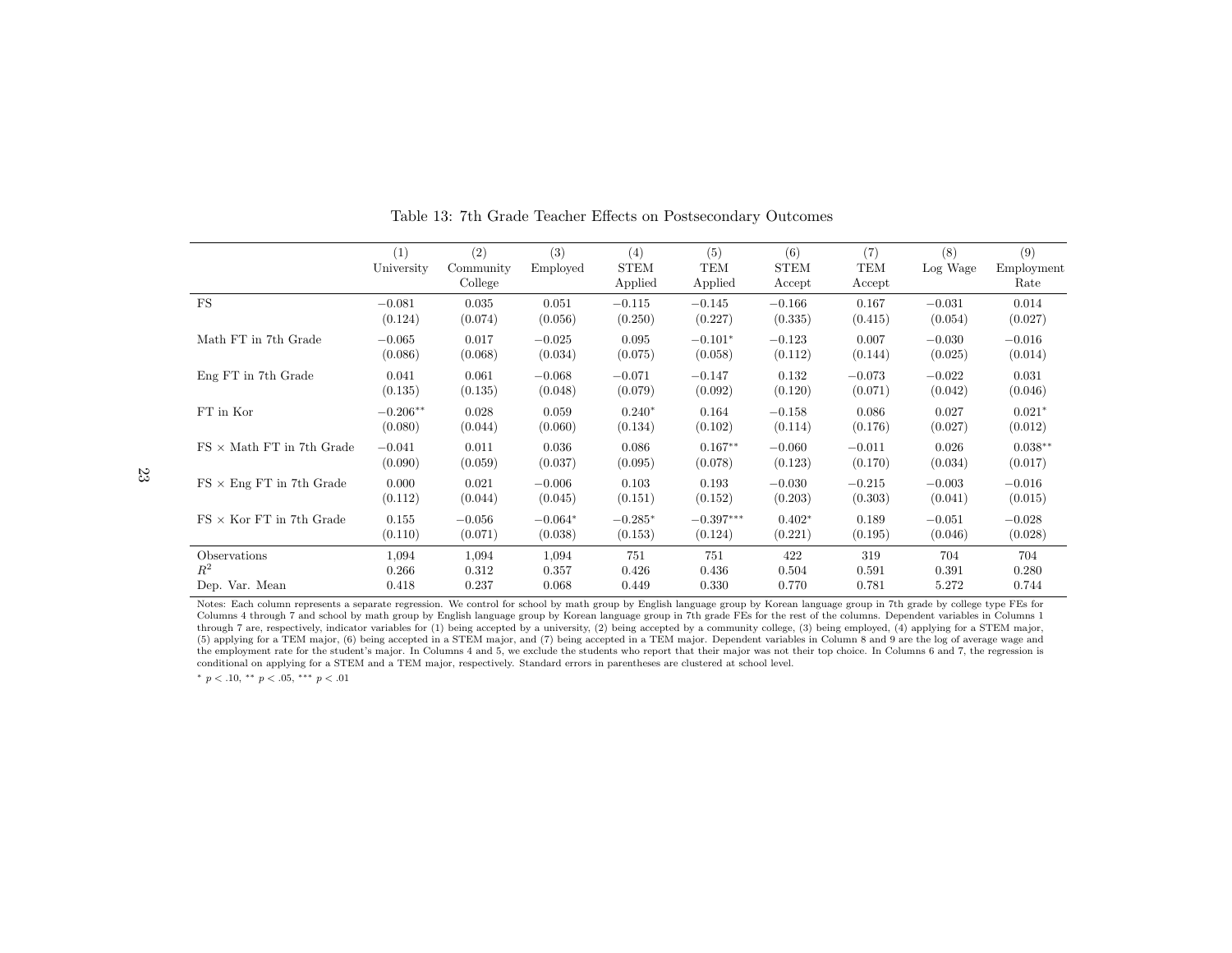Table 13: 7th Grade Teacher Effects on Postsecondary Outcomes

| | (1) University | (2) Community College | (3) Employed | (4) STEM Applied | (5) TEM Applied | (6) STEM Accept | (7) TEM Accept | (8) Log Wage | (9) Employment Rate |
|---|---|---|---|---|---|---|---|---|---|
| FS | −0.081 | 0.035 | 0.051 | −0.115 | −0.145 | −0.166 | 0.167 | −0.031 | 0.014 |
| | (0.124) | (0.074) | (0.056) | (0.250) | (0.227) | (0.335) | (0.415) | (0.054) | (0.027) |
| Math FT in 7th Grade | −0.065 | 0.017 | −0.025 | 0.095 | −0.101* | −0.123 | 0.007 | −0.030 | −0.016 |
| | (0.086) | (0.068) | (0.034) | (0.075) | (0.058) | (0.112) | (0.144) | (0.025) | (0.014) |
| Eng FT in 7th Grade | 0.041 | 0.061 | −0.068 | −0.071 | −0.147 | 0.132 | −0.073 | −0.022 | 0.031 |
| | (0.135) | (0.135) | (0.048) | (0.079) | (0.092) | (0.120) | (0.071) | (0.042) | (0.046) |
| FT in Kor | −0.206** | 0.028 | 0.059 | 0.240* | 0.164 | −0.158 | 0.086 | 0.027 | 0.021* |
| | (0.080) | (0.044) | (0.060) | (0.134) | (0.102) | (0.114) | (0.176) | (0.027) | (0.012) |
| FS × Math FT in 7th Grade | −0.041 | 0.011 | 0.036 | 0.086 | 0.167** | −0.060 | −0.011 | 0.026 | 0.038** |
| | (0.090) | (0.059) | (0.037) | (0.095) | (0.078) | (0.123) | (0.170) | (0.034) | (0.017) |
| FS × Eng FT in 7th Grade | 0.000 | 0.021 | −0.006 | 0.103 | 0.193 | −0.030 | −0.215 | −0.003 | −0.016 |
| | (0.112) | (0.044) | (0.045) | (0.151) | (0.152) | (0.203) | (0.303) | (0.041) | (0.015) |
| FS × Kor FT in 7th Grade | 0.155 | −0.056 | −0.064* | −0.285* | −0.397*** | 0.402* | 0.189 | −0.051 | −0.028 |
| | (0.110) | (0.071) | (0.038) | (0.153) | (0.124) | (0.221) | (0.195) | (0.046) | (0.028) |
| Observations | 1,094 | 1,094 | 1,094 | 751 | 751 | 422 | 319 | 704 | 704 |
| $R^2$ | 0.266 | 0.312 | 0.357 | 0.426 | 0.436 | 0.504 | 0.591 | 0.391 | 0.280 |
| Dep. Var. Mean | 0.418 | 0.237 | 0.068 | 0.449 | 0.330 | 0.770 | 0.781 | 5.272 | 0.744 |

Notes: Each column represents a separate regression. We control for school by math group by English language group by Korean language group in 7th grade by college type FEs for Columns 4 through 7 and school by math group by English language group by Korean language group in 7th grade FEs for the rest of the columns. Dependent variables in Columns 1 through 7 are, respectively, indicator variables for (1) being accepted by a university, (2) being accepted by a community college, (3) being employed, (4) applying for a STEM major, (5) applying for a TEM major, (6) being accepted in a STEM major, and (7) being accepted in a TEM major. Dependent variables in Column 8 and 9 are the log of average wage and the employment rate for the student's major. In Columns 4 and 5, we exclude the students who report that their major was not their top choice. In Columns 6 and 7, the regression is conditional on applying for a STEM and a TEM major, respectively. Standard errors in parentheses are clustered at school level.

* $p < .10$, ** $p < .05$, *** $p < .01$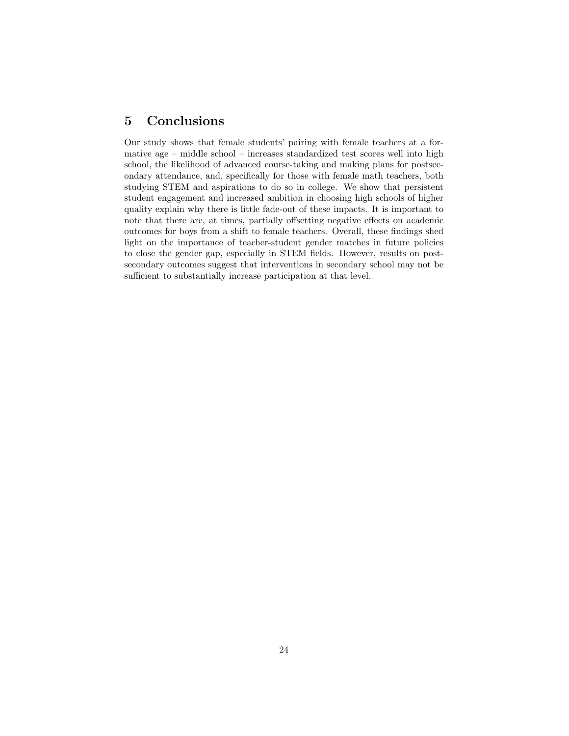## 5 Conclusions

Our study shows that female students' pairing with female teachers at a formative age – middle school – increases standardized test scores well into high school, the likelihood of advanced course-taking and making plans for postsecondary attendance, and, specifically for those with female math teachers, both studying STEM and aspirations to do so in college. We show that persistent student engagement and increased ambition in choosing high schools of higher quality explain why there is little fade-out of these impacts. It is important to note that there are, at times, partially offsetting negative effects on academic outcomes for boys from a shift to female teachers. Overall, these findings shed light on the importance of teacher-student gender matches in future policies to close the gender gap, especially in STEM fields. However, results on postsecondary outcomes suggest that interventions in secondary school may not be sufficient to substantially increase participation at that level.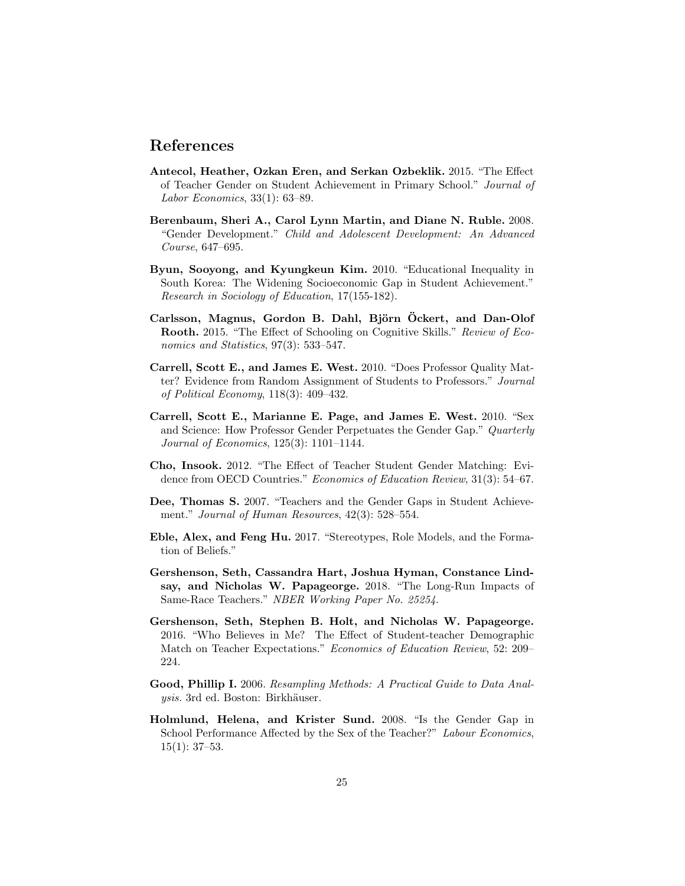# References

**Antecol, Heather, Ozkan Eren, and Serkan Ozbeklik.** 2015. "The Effect of Teacher Gender on Student Achievement in Primary School." *Journal of Labor Economics*, 33(1): 63–89.

**Berenbaum, Sheri A., Carol Lynn Martin, and Diane N. Ruble.** 2008. "Gender Development." *Child and Adolescent Development: An Advanced Course*, 647–695.

**Byun, Sooyong, and Kyungkeun Kim.** 2010. "Educational Inequality in South Korea: The Widening Socioeconomic Gap in Student Achievement." *Research in Sociology of Education*, 17(155-182).

**Carlsson, Magnus, Gordon B. Dahl, Björn Öckert, and Dan-Olof Rooth.** 2015. "The Effect of Schooling on Cognitive Skills." *Review of Economics and Statistics*, 97(3): 533–547.

**Carrell, Scott E., and James E. West.** 2010. "Does Professor Quality Matter? Evidence from Random Assignment of Students to Professors." *Journal of Political Economy*, 118(3): 409–432.

**Carrell, Scott E., Marianne E. Page, and James E. West.** 2010. "Sex and Science: How Professor Gender Perpetuates the Gender Gap." *Quarterly Journal of Economics*, 125(3): 1101–1144.

**Cho, Insook.** 2012. "The Effect of Teacher Student Gender Matching: Evidence from OECD Countries." *Economics of Education Review*, 31(3): 54–67.

**Dee, Thomas S.** 2007. "Teachers and the Gender Gaps in Student Achievement." *Journal of Human Resources*, 42(3): 528–554.

**Eble, Alex, and Feng Hu.** 2017. "Stereotypes, Role Models, and the Formation of Beliefs."

**Gershenson, Seth, Cassandra Hart, Joshua Hyman, Constance Lindsay, and Nicholas W. Papageorge.** 2018. "The Long-Run Impacts of Same-Race Teachers." *NBER Working Paper No. 25254.*

**Gershenson, Seth, Stephen B. Holt, and Nicholas W. Papageorge.** 2016. "Who Believes in Me? The Effect of Student-teacher Demographic Match on Teacher Expectations." *Economics of Education Review*, 52: 209–224.

**Good, Phillip I.** 2006. *Resampling Methods: A Practical Guide to Data Analysis.* 3rd ed. Boston: Birkhäuser.

**Holmlund, Helena, and Krister Sund.** 2008. "Is the Gender Gap in School Performance Affected by the Sex of the Teacher?" *Labour Economics*, 15(1): 37–53.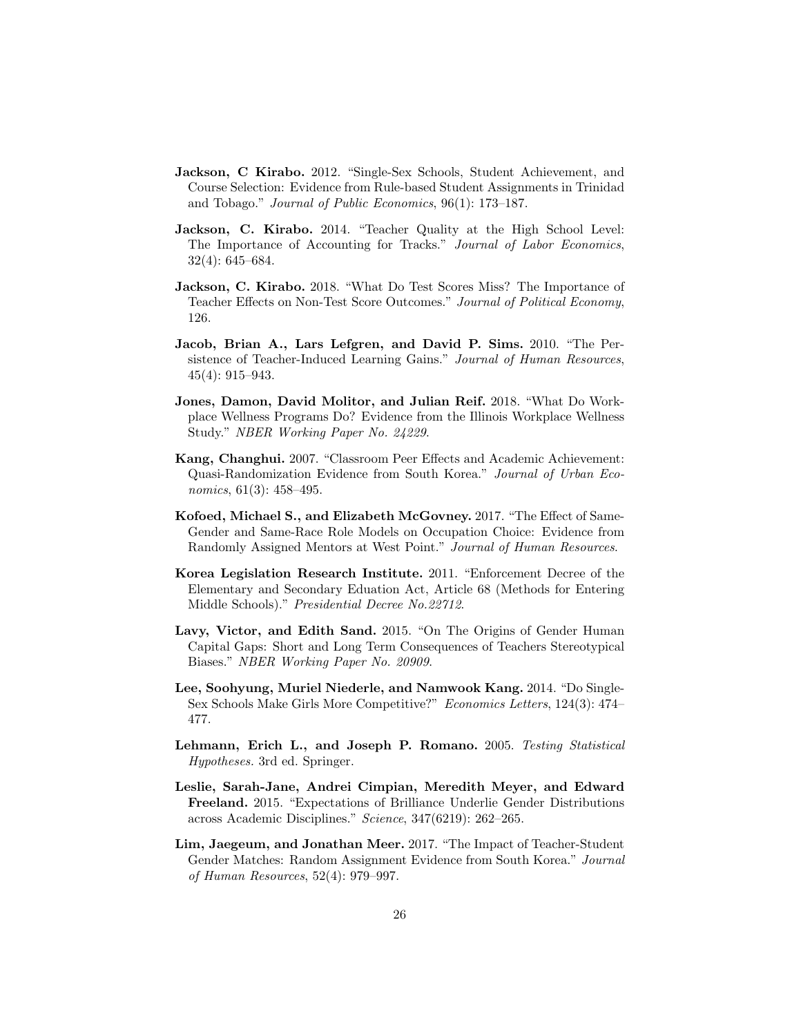**Jackson, C Kirabo.** 2012. "Single-Sex Schools, Student Achievement, and Course Selection: Evidence from Rule-based Student Assignments in Trinidad and Tobago." *Journal of Public Economics*, 96(1): 173–187.

**Jackson, C. Kirabo.** 2014. "Teacher Quality at the High School Level: The Importance of Accounting for Tracks." *Journal of Labor Economics*, 32(4): 645–684.

**Jackson, C. Kirabo.** 2018. "What Do Test Scores Miss? The Importance of Teacher Effects on Non-Test Score Outcomes." *Journal of Political Economy*, 126.

**Jacob, Brian A., Lars Lefgren, and David P. Sims.** 2010. "The Persistence of Teacher-Induced Learning Gains." *Journal of Human Resources*, 45(4): 915–943.

**Jones, Damon, David Molitor, and Julian Reif.** 2018. "What Do Workplace Wellness Programs Do? Evidence from the Illinois Workplace Wellness Study." *NBER Working Paper No. 24229*.

**Kang, Changhui.** 2007. "Classroom Peer Effects and Academic Achievement: Quasi-Randomization Evidence from South Korea." *Journal of Urban Economics*, 61(3): 458–495.

**Kofoed, Michael S., and Elizabeth McGovney.** 2017. "The Effect of Same-Gender and Same-Race Role Models on Occupation Choice: Evidence from Randomly Assigned Mentors at West Point." *Journal of Human Resources*.

**Korea Legislation Research Institute.** 2011. "Enforcement Decree of the Elementary and Secondary Eduation Act, Article 68 (Methods for Entering Middle Schools)." *Presidential Decree No.22712*.

**Lavy, Victor, and Edith Sand.** 2015. "On The Origins of Gender Human Capital Gaps: Short and Long Term Consequences of Teachers Stereotypical Biases." *NBER Working Paper No. 20909*.

**Lee, Soohyung, Muriel Niederle, and Namwook Kang.** 2014. "Do Single-Sex Schools Make Girls More Competitive?" *Economics Letters*, 124(3): 474–477.

**Lehmann, Erich L., and Joseph P. Romano.** 2005. *Testing Statistical Hypotheses.* 3rd ed. Springer.

**Leslie, Sarah-Jane, Andrei Cimpian, Meredith Meyer, and Edward Freeland.** 2015. "Expectations of Brilliance Underlie Gender Distributions across Academic Disciplines." *Science*, 347(6219): 262–265.

**Lim, Jaegeum, and Jonathan Meer.** 2017. "The Impact of Teacher-Student Gender Matches: Random Assignment Evidence from South Korea." *Journal of Human Resources*, 52(4): 979–997.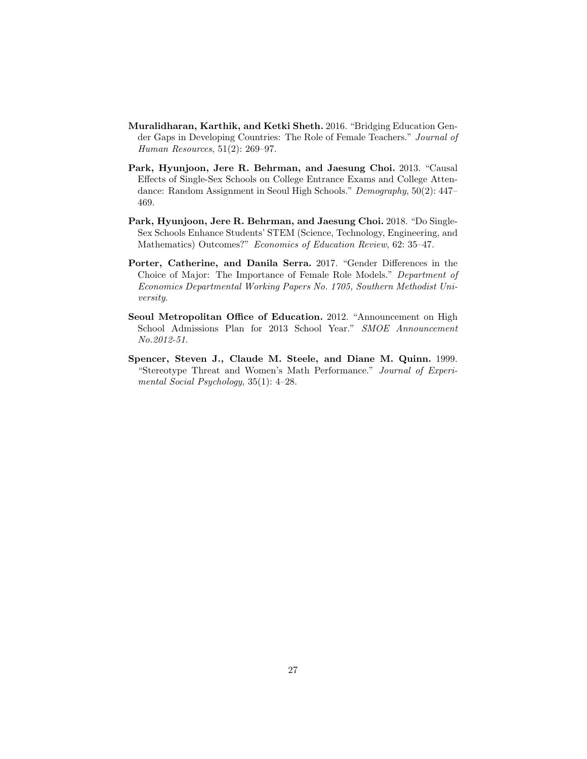**Muralidharan, Karthik, and Ketki Sheth.** 2016. "Bridging Education Gender Gaps in Developing Countries: The Role of Female Teachers." *Journal of Human Resources*, 51(2): 269–97.

**Park, Hyunjoon, Jere R. Behrman, and Jaesung Choi.** 2013. "Causal Effects of Single-Sex Schools on College Entrance Exams and College Attendance: Random Assignment in Seoul High Schools." *Demography*, 50(2): 447–469.

**Park, Hyunjoon, Jere R. Behrman, and Jaesung Choi.** 2018. "Do Single-Sex Schools Enhance Students' STEM (Science, Technology, Engineering, and Mathematics) Outcomes?" *Economics of Education Review*, 62: 35–47.

**Porter, Catherine, and Danila Serra.** 2017. "Gender Differences in the Choice of Major: The Importance of Female Role Models." *Department of Economics Departmental Working Papers No. 1705, Southern Methodist University*.

**Seoul Metropolitan Office of Education.** 2012. "Announcement on High School Admissions Plan for 2013 School Year." *SMOE Announcement No.2012-51.*

**Spencer, Steven J., Claude M. Steele, and Diane M. Quinn.** 1999. "Stereotype Threat and Women's Math Performance." *Journal of Experimental Social Psychology*, 35(1): 4–28.